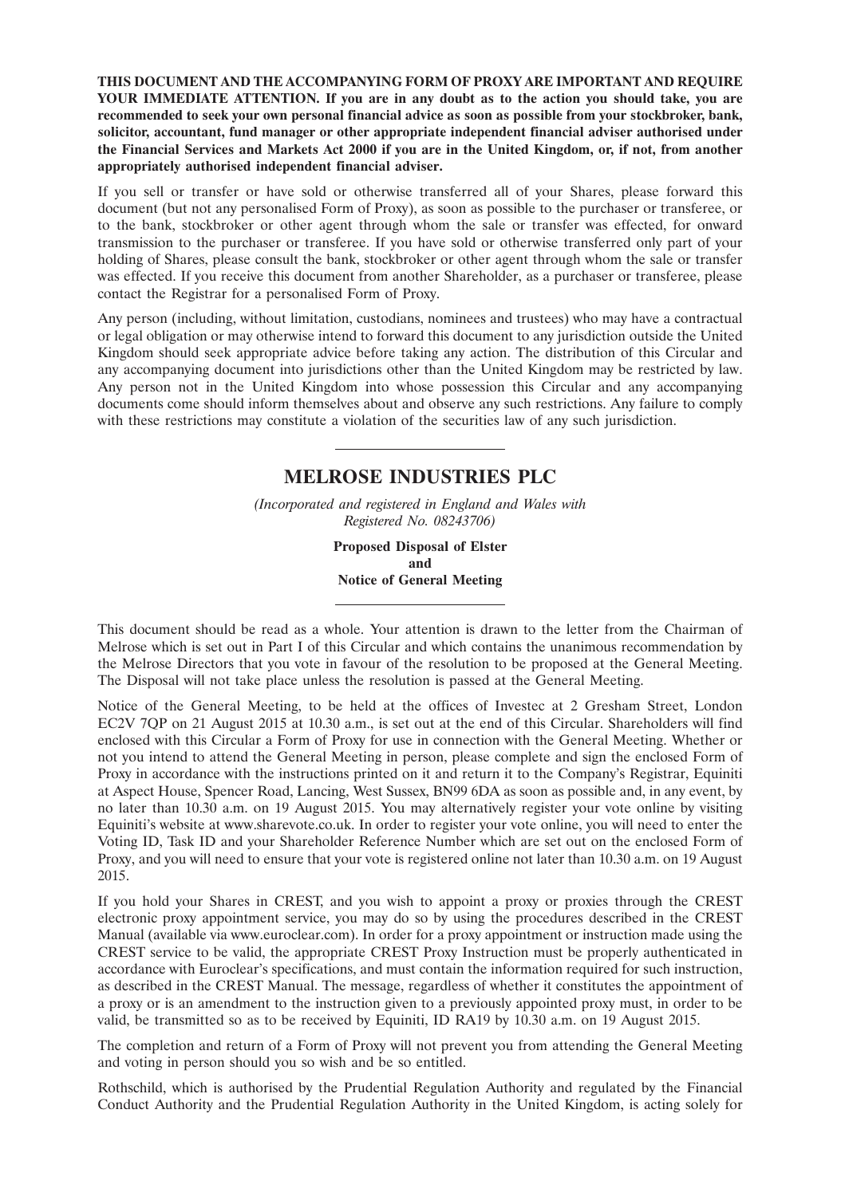**THIS DOCUMENT AND THE ACCOMPANYING FORM OF PROXY ARE IMPORTANT AND REQUIRE YOUR IMMEDIATE ATTENTION. If you are in any doubt as to the action you should take, you are recommended to seek your own personal financial advice as soon as possible from your stockbroker, bank, solicitor, accountant, fund manager or other appropriate independent financial adviser authorised under the Financial Services and Markets Act 2000 if you are in the United Kingdom, or, if not, from another appropriately authorised independent financial adviser.**

If you sell or transfer or have sold or otherwise transferred all of your Shares, please forward this document (but not any personalised Form of Proxy), as soon as possible to the purchaser or transferee, or to the bank, stockbroker or other agent through whom the sale or transfer was effected, for onward transmission to the purchaser or transferee. If you have sold or otherwise transferred only part of your holding of Shares, please consult the bank, stockbroker or other agent through whom the sale or transfer was effected. If you receive this document from another Shareholder, as a purchaser or transferee, please contact the Registrar for a personalised Form of Proxy.

Any person (including, without limitation, custodians, nominees and trustees) who may have a contractual or legal obligation or may otherwise intend to forward this document to any jurisdiction outside the United Kingdom should seek appropriate advice before taking any action. The distribution of this Circular and any accompanying document into jurisdictions other than the United Kingdom may be restricted by law. Any person not in the United Kingdom into whose possession this Circular and any accompanying documents come should inform themselves about and observe any such restrictions. Any failure to comply with these restrictions may constitute a violation of the securities law of any such jurisdiction.

# MELROSE INDUSTRIES PLC

*(Incorporated and registered in England and Wales with Registered No. 08243706)*

**Proposed Disposal of Elster**
**and**
**Notice of General Meeting**

This document should be read as a whole. Your attention is drawn to the letter from the Chairman of Melrose which is set out in Part I of this Circular and which contains the unanimous recommendation by the Melrose Directors that you vote in favour of the resolution to be proposed at the General Meeting. The Disposal will not take place unless the resolution is passed at the General Meeting.

Notice of the General Meeting, to be held at the offices of Investec at 2 Gresham Street, London EC2V 7QP on 21 August 2015 at 10.30 a.m., is set out at the end of this Circular. Shareholders will find enclosed with this Circular a Form of Proxy for use in connection with the General Meeting. Whether or not you intend to attend the General Meeting in person, please complete and sign the enclosed Form of Proxy in accordance with the instructions printed on it and return it to the Company's Registrar, Equiniti at Aspect House, Spencer Road, Lancing, West Sussex, BN99 6DA as soon as possible and, in any event, by no later than 10.30 a.m. on 19 August 2015. You may alternatively register your vote online by visiting Equiniti's website at www.sharevote.co.uk. In order to register your vote online, you will need to enter the Voting ID, Task ID and your Shareholder Reference Number which are set out on the enclosed Form of Proxy, and you will need to ensure that your vote is registered online not later than 10.30 a.m. on 19 August 2015.

If you hold your Shares in CREST, and you wish to appoint a proxy or proxies through the CREST electronic proxy appointment service, you may do so by using the procedures described in the CREST Manual (available via www.euroclear.com). In order for a proxy appointment or instruction made using the CREST service to be valid, the appropriate CREST Proxy Instruction must be properly authenticated in accordance with Euroclear's specifications, and must contain the information required for such instruction, as described in the CREST Manual. The message, regardless of whether it constitutes the appointment of a proxy or is an amendment to the instruction given to a previously appointed proxy must, in order to be valid, be transmitted so as to be received by Equiniti, ID RA19 by 10.30 a.m. on 19 August 2015.

The completion and return of a Form of Proxy will not prevent you from attending the General Meeting and voting in person should you so wish and be so entitled.

Rothschild, which is authorised by the Prudential Regulation Authority and regulated by the Financial Conduct Authority and the Prudential Regulation Authority in the United Kingdom, is acting solely for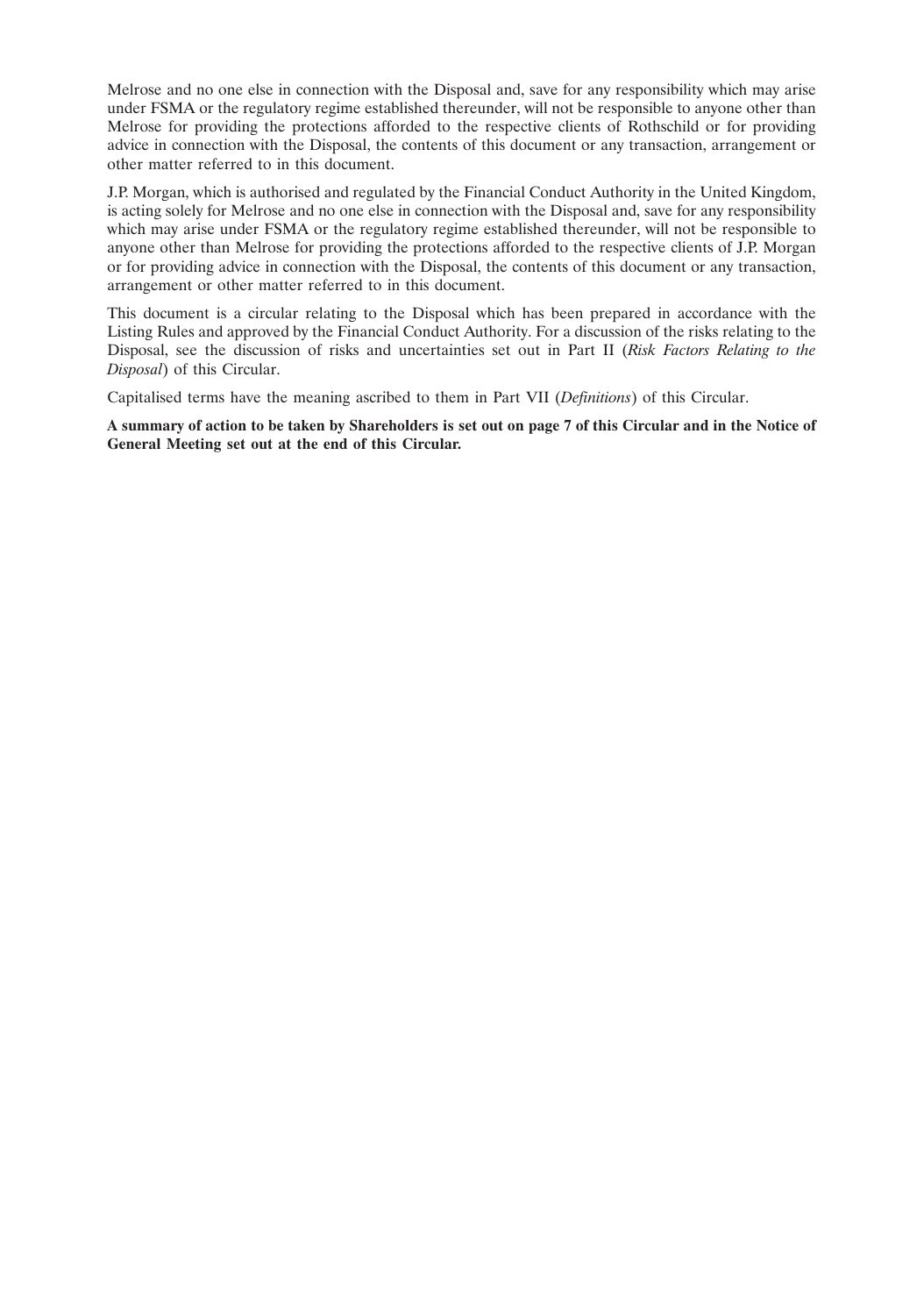Melrose and no one else in connection with the Disposal and, save for any responsibility which may arise under FSMA or the regulatory regime established thereunder, will not be responsible to anyone other than Melrose for providing the protections afforded to the respective clients of Rothschild or for providing advice in connection with the Disposal, the contents of this document or any transaction, arrangement or other matter referred to in this document.

J.P. Morgan, which is authorised and regulated by the Financial Conduct Authority in the United Kingdom, is acting solely for Melrose and no one else in connection with the Disposal and, save for any responsibility which may arise under FSMA or the regulatory regime established thereunder, will not be responsible to anyone other than Melrose for providing the protections afforded to the respective clients of J.P. Morgan or for providing advice in connection with the Disposal, the contents of this document or any transaction, arrangement or other matter referred to in this document.

This document is a circular relating to the Disposal which has been prepared in accordance with the Listing Rules and approved by the Financial Conduct Authority. For a discussion of the risks relating to the Disposal, see the discussion of risks and uncertainties set out in Part II (*Risk Factors Relating to the Disposal*) of this Circular.

Capitalised terms have the meaning ascribed to them in Part VII (*Definitions*) of this Circular.

**A summary of action to be taken by Shareholders is set out on page 7 of this Circular and in the Notice of General Meeting set out at the end of this Circular.**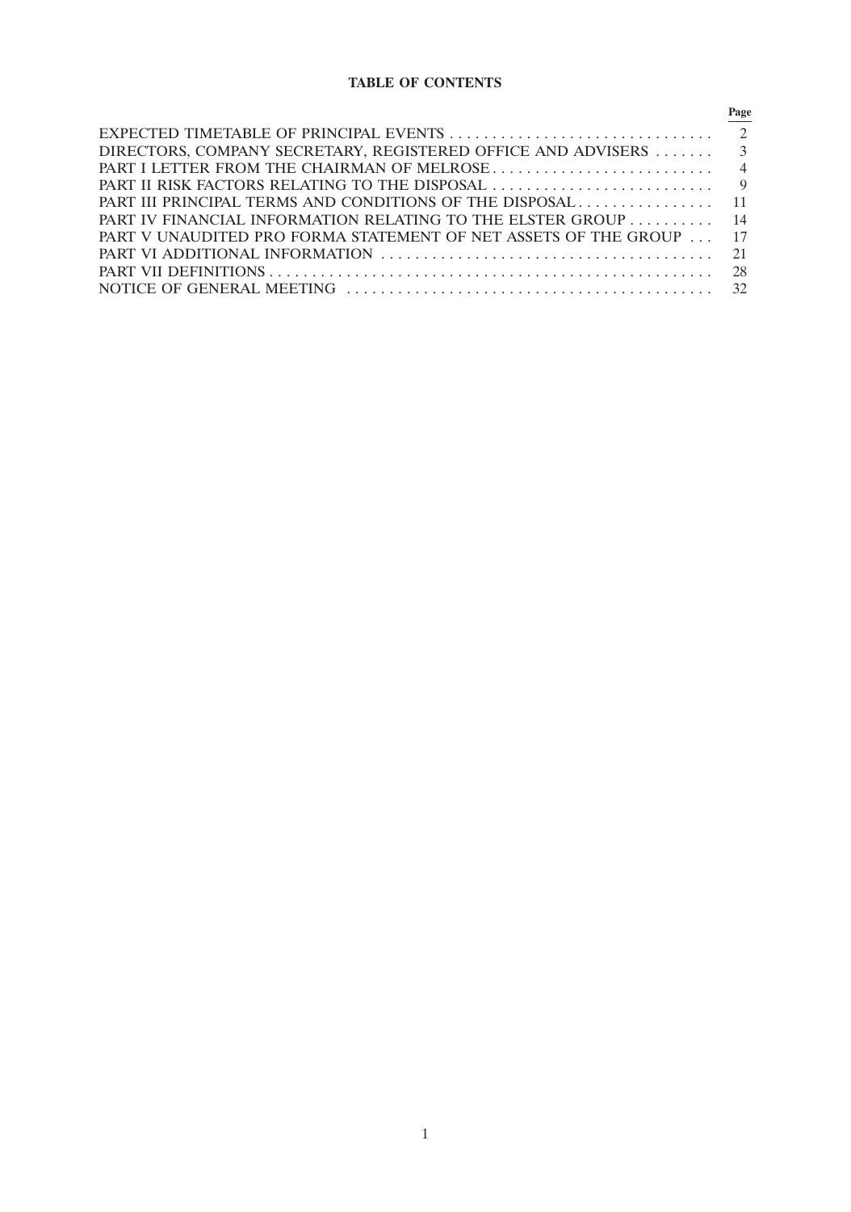**TABLE OF CONTENTS**

| | Page |
|---|---|
| EXPECTED TIMETABLE OF PRINCIPAL EVENTS | 2 |
| DIRECTORS, COMPANY SECRETARY, REGISTERED OFFICE AND ADVISERS | 3 |
| PART I LETTER FROM THE CHAIRMAN OF MELROSE | 4 |
| PART II RISK FACTORS RELATING TO THE DISPOSAL | 9 |
| PART III PRINCIPAL TERMS AND CONDITIONS OF THE DISPOSAL | 11 |
| PART IV FINANCIAL INFORMATION RELATING TO THE ELSTER GROUP | 14 |
| PART V UNAUDITED PRO FORMA STATEMENT OF NET ASSETS OF THE GROUP | 17 |
| PART VI ADDITIONAL INFORMATION | 21 |
| PART VII DEFINITIONS | 28 |
| NOTICE OF GENERAL MEETING | 32 |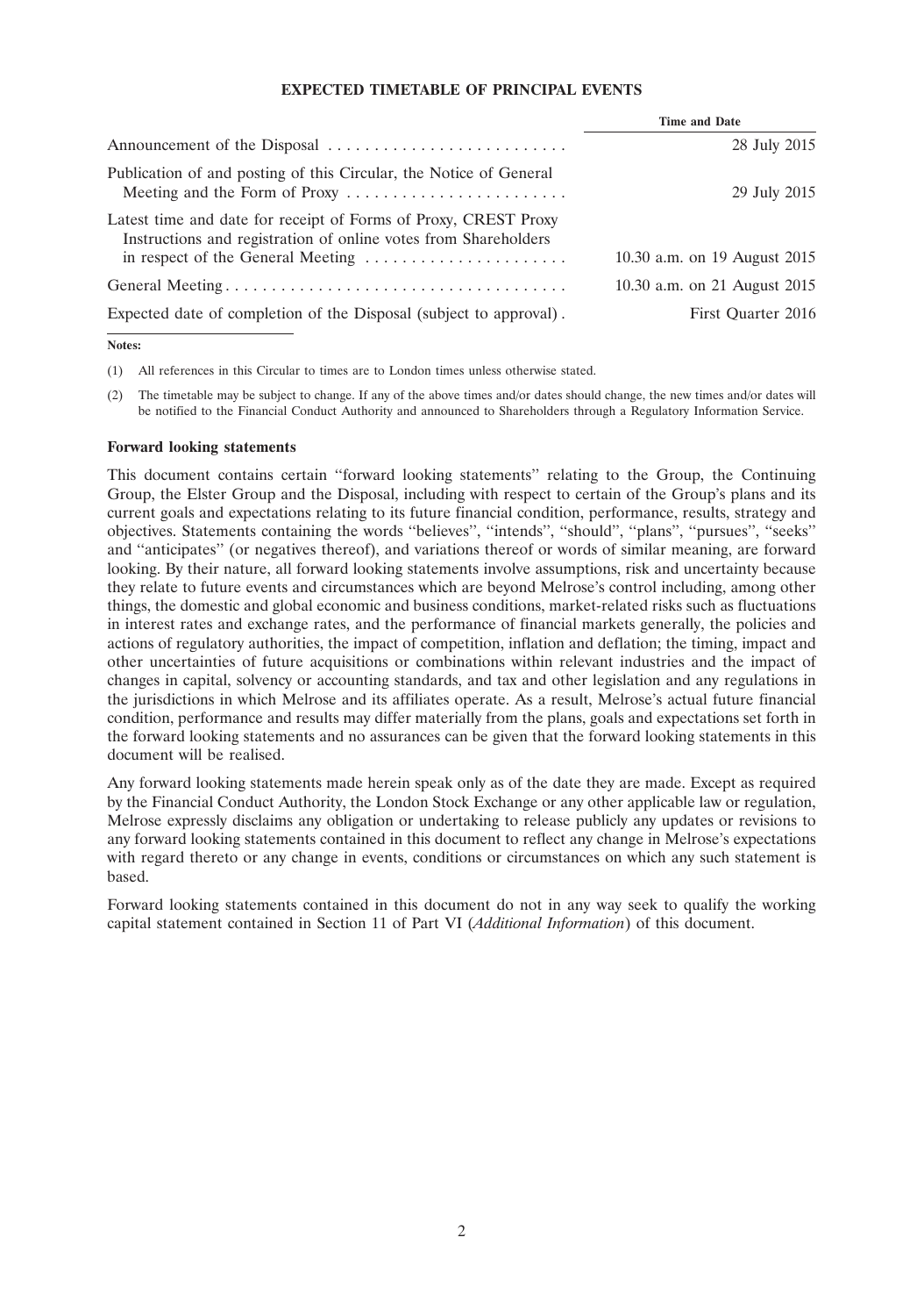# EXPECTED TIMETABLE OF PRINCIPAL EVENTS

| | Time and Date |
|---|---|
| Announcement of the Disposal | 28 July 2015 |
| Publication of and posting of this Circular, the Notice of General Meeting and the Form of Proxy | 29 July 2015 |
| Latest time and date for receipt of Forms of Proxy, CREST Proxy Instructions and registration of online votes from Shareholders in respect of the General Meeting | 10.30 a.m. on 19 August 2015 |
| General Meeting | 10.30 a.m. on 21 August 2015 |
| Expected date of completion of the Disposal (subject to approval) | First Quarter 2016 |

**Notes:**

(1) All references in this Circular to times are to London times unless otherwise stated.

(2) The timetable may be subject to change. If any of the above times and/or dates should change, the new times and/or dates will be notified to the Financial Conduct Authority and announced to Shareholders through a Regulatory Information Service.

**Forward looking statements**

This document contains certain "forward looking statements" relating to the Group, the Continuing Group, the Elster Group and the Disposal, including with respect to certain of the Group's plans and its current goals and expectations relating to its future financial condition, performance, results, strategy and objectives. Statements containing the words "believes", "intends", "should", "plans", "pursues", "seeks" and "anticipates" (or negatives thereof), and variations thereof or words of similar meaning, are forward looking. By their nature, all forward looking statements involve assumptions, risk and uncertainty because they relate to future events and circumstances which are beyond Melrose's control including, among other things, the domestic and global economic and business conditions, market-related risks such as fluctuations in interest rates and exchange rates, and the performance of financial markets generally, the policies and actions of regulatory authorities, the impact of competition, inflation and deflation; the timing, impact and other uncertainties of future acquisitions or combinations within relevant industries and the impact of changes in capital, solvency or accounting standards, and tax and other legislation and any regulations in the jurisdictions in which Melrose and its affiliates operate. As a result, Melrose's actual future financial condition, performance and results may differ materially from the plans, goals and expectations set forth in the forward looking statements and no assurances can be given that the forward looking statements in this document will be realised.

Any forward looking statements made herein speak only as of the date they are made. Except as required by the Financial Conduct Authority, the London Stock Exchange or any other applicable law or regulation, Melrose expressly disclaims any obligation or undertaking to release publicly any updates or revisions to any forward looking statements contained in this document to reflect any change in Melrose's expectations with regard thereto or any change in events, conditions or circumstances on which any such statement is based.

Forward looking statements contained in this document do not in any way seek to qualify the working capital statement contained in Section 11 of Part VI (*Additional Information*) of this document.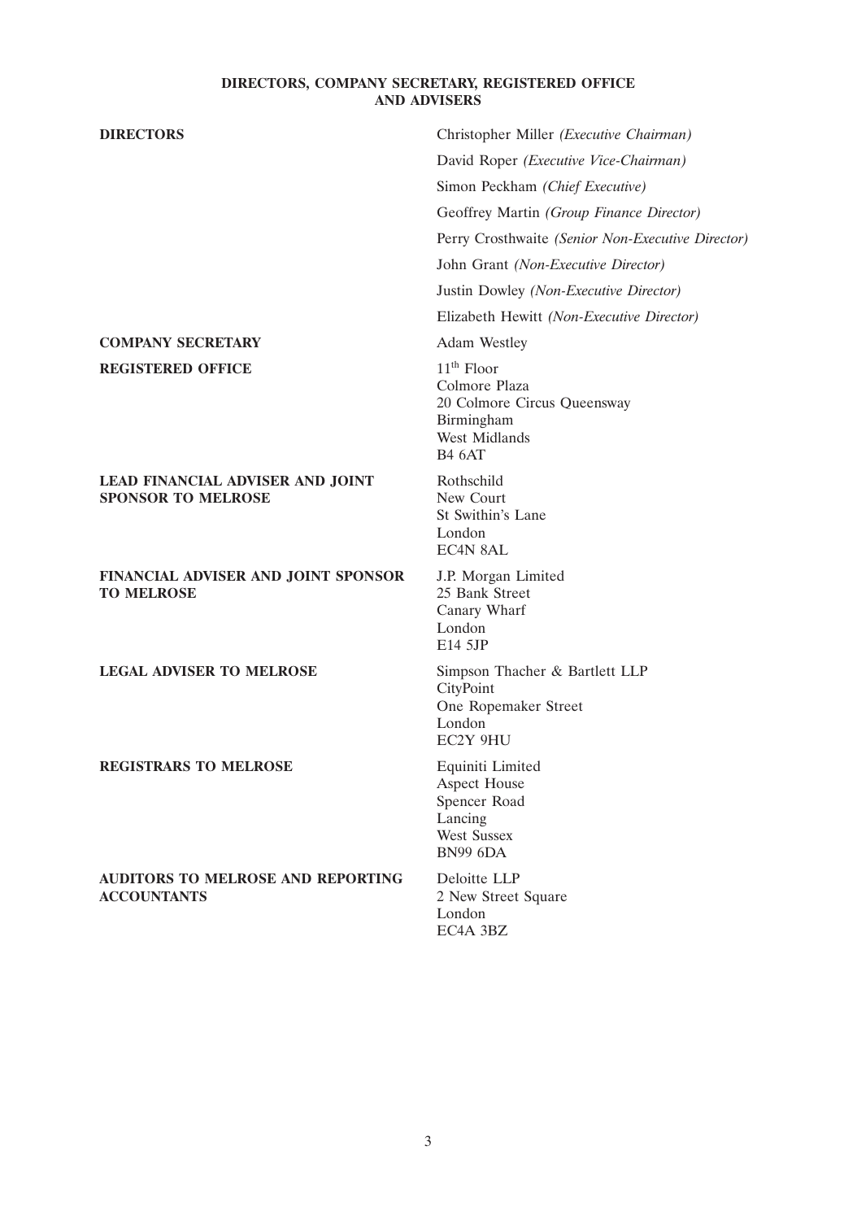# DIRECTORS, COMPANY SECRETARY, REGISTERED OFFICE AND ADVISERS

| | |
|---|---|
| **DIRECTORS** | Christopher Miller *(Executive Chairman)* |
| | David Roper *(Executive Vice-Chairman)* |
| | Simon Peckham *(Chief Executive)* |
| | Geoffrey Martin *(Group Finance Director)* |
| | Perry Crosthwaite *(Senior Non-Executive Director)* |
| | John Grant *(Non-Executive Director)* |
| | Justin Dowley *(Non-Executive Director)* |
| | Elizabeth Hewitt *(Non-Executive Director)* |
| **COMPANY SECRETARY** | Adam Westley |
| **REGISTERED OFFICE** | 11th Floor<br>Colmore Plaza<br>20 Colmore Circus Queensway<br>Birmingham<br>West Midlands<br>B4 6AT |
| **LEAD FINANCIAL ADVISER AND JOINT SPONSOR TO MELROSE** | Rothschild<br>New Court<br>St Swithin's Lane<br>London<br>EC4N 8AL |
| **FINANCIAL ADVISER AND JOINT SPONSOR TO MELROSE** | J.P. Morgan Limited<br>25 Bank Street<br>Canary Wharf<br>London<br>E14 5JP |
| **LEGAL ADVISER TO MELROSE** | Simpson Thacher & Bartlett LLP<br>CityPoint<br>One Ropemaker Street<br>London<br>EC2Y 9HU |
| **REGISTRARS TO MELROSE** | Equiniti Limited<br>Aspect House<br>Spencer Road<br>Lancing<br>West Sussex<br>BN99 6DA |
| **AUDITORS TO MELROSE AND REPORTING ACCOUNTANTS** | Deloitte LLP<br>2 New Street Square<br>London<br>EC4A 3BZ |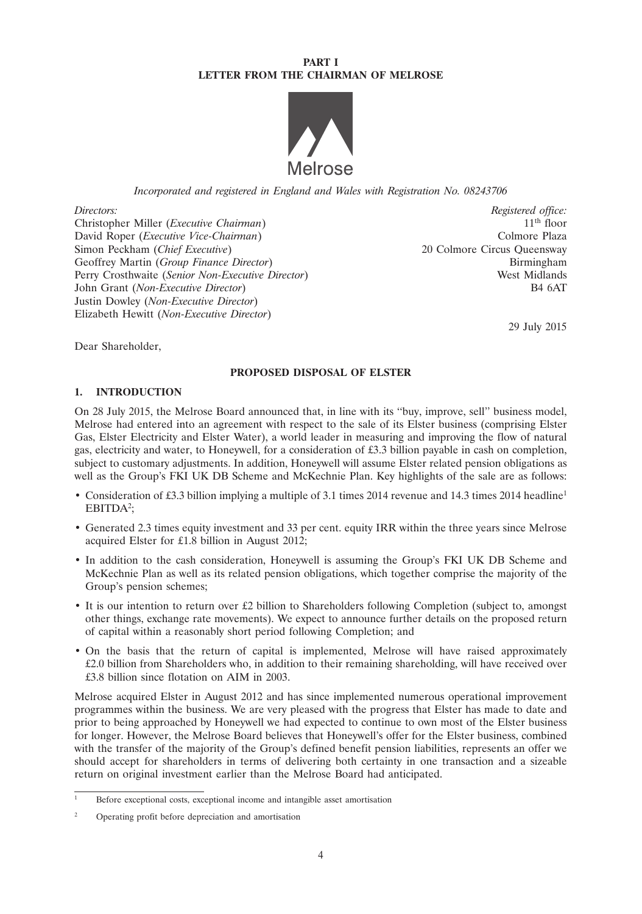**PART I**
**LETTER FROM THE CHAIRMAN OF MELROSE**

Melrose

*Incorporated and registered in England and Wales with Registration No. 08243706*

*Directors:*
Christopher Miller (*Executive Chairman*)
David Roper (*Executive Vice-Chairman*)
Simon Peckham (*Chief Executive*)
Geoffrey Martin (*Group Finance Director*)
Perry Crosthwaite (*Senior Non-Executive Director*)
John Grant (*Non-Executive Director*)
Justin Dowley (*Non-Executive Director*)
Elizabeth Hewitt (*Non-Executive Director*)

*Registered office:*
11th floor
Colmore Plaza
20 Colmore Circus Queensway
Birmingham
West Midlands
B4 6AT

29 July 2015

Dear Shareholder,

**PROPOSED DISPOSAL OF ELSTER**

## 1. INTRODUCTION

On 28 July 2015, the Melrose Board announced that, in line with its "buy, improve, sell" business model, Melrose had entered into an agreement with respect to the sale of its Elster business (comprising Elster Gas, Elster Electricity and Elster Water), a world leader in measuring and improving the flow of natural gas, electricity and water, to Honeywell, for a consideration of £3.3 billion payable in cash on completion, subject to customary adjustments. In addition, Honeywell will assume Elster related pension obligations as well as the Group's FKI UK DB Scheme and McKechnie Plan. Key highlights of the sale are as follows:

- Consideration of £3.3 billion implying a multiple of 3.1 times 2014 revenue and 14.3 times 2014 headline[1] EBITDA[2];
- Generated 2.3 times equity investment and 33 per cent. equity IRR within the three years since Melrose acquired Elster for £1.8 billion in August 2012;
- In addition to the cash consideration, Honeywell is assuming the Group's FKI UK DB Scheme and McKechnie Plan as well as its related pension obligations, which together comprise the majority of the Group's pension schemes;
- It is our intention to return over £2 billion to Shareholders following Completion (subject to, amongst other things, exchange rate movements). We expect to announce further details on the proposed return of capital within a reasonably short period following Completion; and
- On the basis that the return of capital is implemented, Melrose will have raised approximately £2.0 billion from Shareholders who, in addition to their remaining shareholding, will have received over £3.8 billion since flotation on AIM in 2003.

Melrose acquired Elster in August 2012 and has since implemented numerous operational improvement programmes within the business. We are very pleased with the progress that Elster has made to date and prior to being approached by Honeywell we had expected to continue to own most of the Elster business for longer. However, the Melrose Board believes that Honeywell's offer for the Elster business, combined with the transfer of the majority of the Group's defined benefit pension liabilities, represents an offer we should accept for shareholders in terms of delivering both certainty in one transaction and a sizeable return on original investment earlier than the Melrose Board had anticipated.

[1] Before exceptional costs, exceptional income and intangible asset amortisation

[2] Operating profit before depreciation and amortisation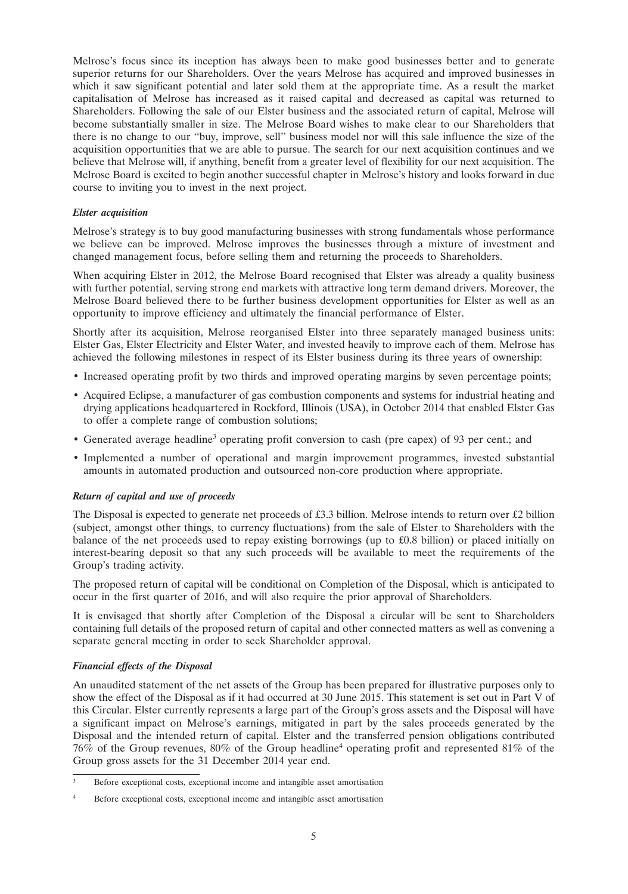Melrose's focus since its inception has always been to make good businesses better and to generate superior returns for our Shareholders. Over the years Melrose has acquired and improved businesses in which it saw significant potential and later sold them at the appropriate time. As a result the market capitalisation of Melrose has increased as it raised capital and decreased as capital was returned to Shareholders. Following the sale of our Elster business and the associated return of capital, Melrose will become substantially smaller in size. The Melrose Board wishes to make clear to our Shareholders that there is no change to our "buy, improve, sell" business model nor will this sale influence the size of the acquisition opportunities that we are able to pursue. The search for our next acquisition continues and we believe that Melrose will, if anything, benefit from a greater level of flexibility for our next acquisition. The Melrose Board is excited to begin another successful chapter in Melrose's history and looks forward in due course to inviting you to invest in the next project.

***Elster acquisition***

Melrose's strategy is to buy good manufacturing businesses with strong fundamentals whose performance we believe can be improved. Melrose improves the businesses through a mixture of investment and changed management focus, before selling them and returning the proceeds to Shareholders.

When acquiring Elster in 2012, the Melrose Board recognised that Elster was already a quality business with further potential, serving strong end markets with attractive long term demand drivers. Moreover, the Melrose Board believed there to be further business development opportunities for Elster as well as an opportunity to improve efficiency and ultimately the financial performance of Elster.

Shortly after its acquisition, Melrose reorganised Elster into three separately managed business units: Elster Gas, Elster Electricity and Elster Water, and invested heavily to improve each of them. Melrose has achieved the following milestones in respect of its Elster business during its three years of ownership:

- Increased operating profit by two thirds and improved operating margins by seven percentage points;
- Acquired Eclipse, a manufacturer of gas combustion components and systems for industrial heating and drying applications headquartered in Rockford, Illinois (USA), in October 2014 that enabled Elster Gas to offer a complete range of combustion solutions;
- Generated average headline[3] operating profit conversion to cash (pre capex) of 93 per cent.; and
- Implemented a number of operational and margin improvement programmes, invested substantial amounts in automated production and outsourced non-core production where appropriate.

***Return of capital and use of proceeds***

The Disposal is expected to generate net proceeds of £3.3 billion. Melrose intends to return over £2 billion (subject, amongst other things, to currency fluctuations) from the sale of Elster to Shareholders with the balance of the net proceeds used to repay existing borrowings (up to £0.8 billion) or placed initially on interest-bearing deposit so that any such proceeds will be available to meet the requirements of the Group's trading activity.

The proposed return of capital will be conditional on Completion of the Disposal, which is anticipated to occur in the first quarter of 2016, and will also require the prior approval of Shareholders.

It is envisaged that shortly after Completion of the Disposal a circular will be sent to Shareholders containing full details of the proposed return of capital and other connected matters as well as convening a separate general meeting in order to seek Shareholder approval.

***Financial effects of the Disposal***

An unaudited statement of the net assets of the Group has been prepared for illustrative purposes only to show the effect of the Disposal as if it had occurred at 30 June 2015. This statement is set out in Part V of this Circular. Elster currently represents a large part of the Group's gross assets and the Disposal will have a significant impact on Melrose's earnings, mitigated in part by the sales proceeds generated by the Disposal and the intended return of capital. Elster and the transferred pension obligations contributed 76% of the Group revenues, 80% of the Group headline[4] operating profit and represented 81% of the Group gross assets for the 31 December 2014 year end.

---

[3] Before exceptional costs, exceptional income and intangible asset amortisation

[4] Before exceptional costs, exceptional income and intangible asset amortisation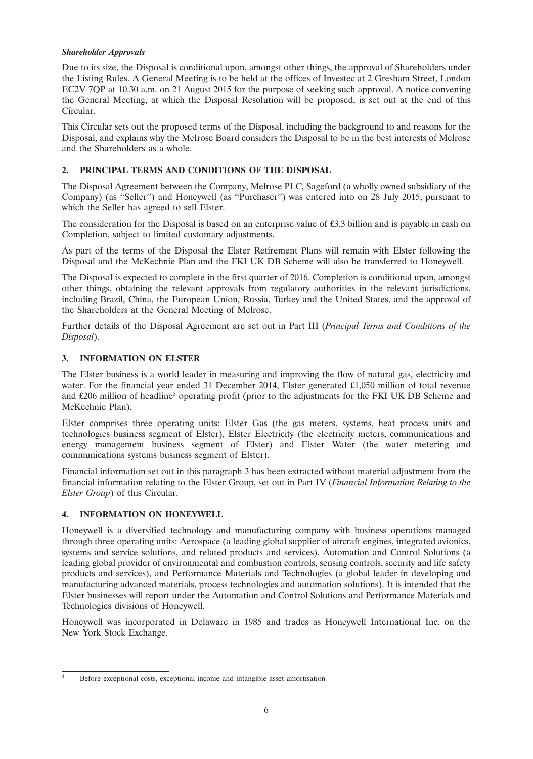***Shareholder Approvals***

Due to its size, the Disposal is conditional upon, amongst other things, the approval of Shareholders under the Listing Rules. A General Meeting is to be held at the offices of Investec at 2 Gresham Street, London EC2V 7QP at 10.30 a.m. on 21 August 2015 for the purpose of seeking such approval. A notice convening the General Meeting, at which the Disposal Resolution will be proposed, is set out at the end of this Circular.

This Circular sets out the proposed terms of the Disposal, including the background to and reasons for the Disposal, and explains why the Melrose Board considers the Disposal to be in the best interests of Melrose and the Shareholders as a whole.

## 2. PRINCIPAL TERMS AND CONDITIONS OF THE DISPOSAL

The Disposal Agreement between the Company, Melrose PLC, Sageford (a wholly owned subsidiary of the Company) (as "Seller") and Honeywell (as "Purchaser") was entered into on 28 July 2015, pursuant to which the Seller has agreed to sell Elster.

The consideration for the Disposal is based on an enterprise value of £3.3 billion and is payable in cash on Completion, subject to limited customary adjustments.

As part of the terms of the Disposal the Elster Retirement Plans will remain with Elster following the Disposal and the McKechnie Plan and the FKI UK DB Scheme will also be transferred to Honeywell.

The Disposal is expected to complete in the first quarter of 2016. Completion is conditional upon, amongst other things, obtaining the relevant approvals from regulatory authorities in the relevant jurisdictions, including Brazil, China, the European Union, Russia, Turkey and the United States, and the approval of the Shareholders at the General Meeting of Melrose.

Further details of the Disposal Agreement are set out in Part III (*Principal Terms and Conditions of the Disposal*).

## 3. INFORMATION ON ELSTER

The Elster business is a world leader in measuring and improving the flow of natural gas, electricity and water. For the financial year ended 31 December 2014, Elster generated £1,050 million of total revenue and £206 million of headline[5] operating profit (prior to the adjustments for the FKI UK DB Scheme and McKechnie Plan).

Elster comprises three operating units: Elster Gas (the gas meters, systems, heat process units and technologies business segment of Elster), Elster Electricity (the electricity meters, communications and energy management business segment of Elster) and Elster Water (the water metering and communications systems business segment of Elster).

Financial information set out in this paragraph 3 has been extracted without material adjustment from the financial information relating to the Elster Group, set out in Part IV (*Financial Information Relating to the Elster Group*) of this Circular.

## 4. INFORMATION ON HONEYWELL

Honeywell is a diversified technology and manufacturing company with business operations managed through three operating units: Aerospace (a leading global supplier of aircraft engines, integrated avionics, systems and service solutions, and related products and services), Automation and Control Solutions (a leading global provider of environmental and combustion controls, sensing controls, security and life safety products and services), and Performance Materials and Technologies (a global leader in developing and manufacturing advanced materials, process technologies and automation solutions). It is intended that the Elster businesses will report under the Automation and Control Solutions and Performance Materials and Technologies divisions of Honeywell.

Honeywell was incorporated in Delaware in 1985 and trades as Honeywell International Inc. on the New York Stock Exchange.

[5] Before exceptional costs, exceptional income and intangible asset amortisation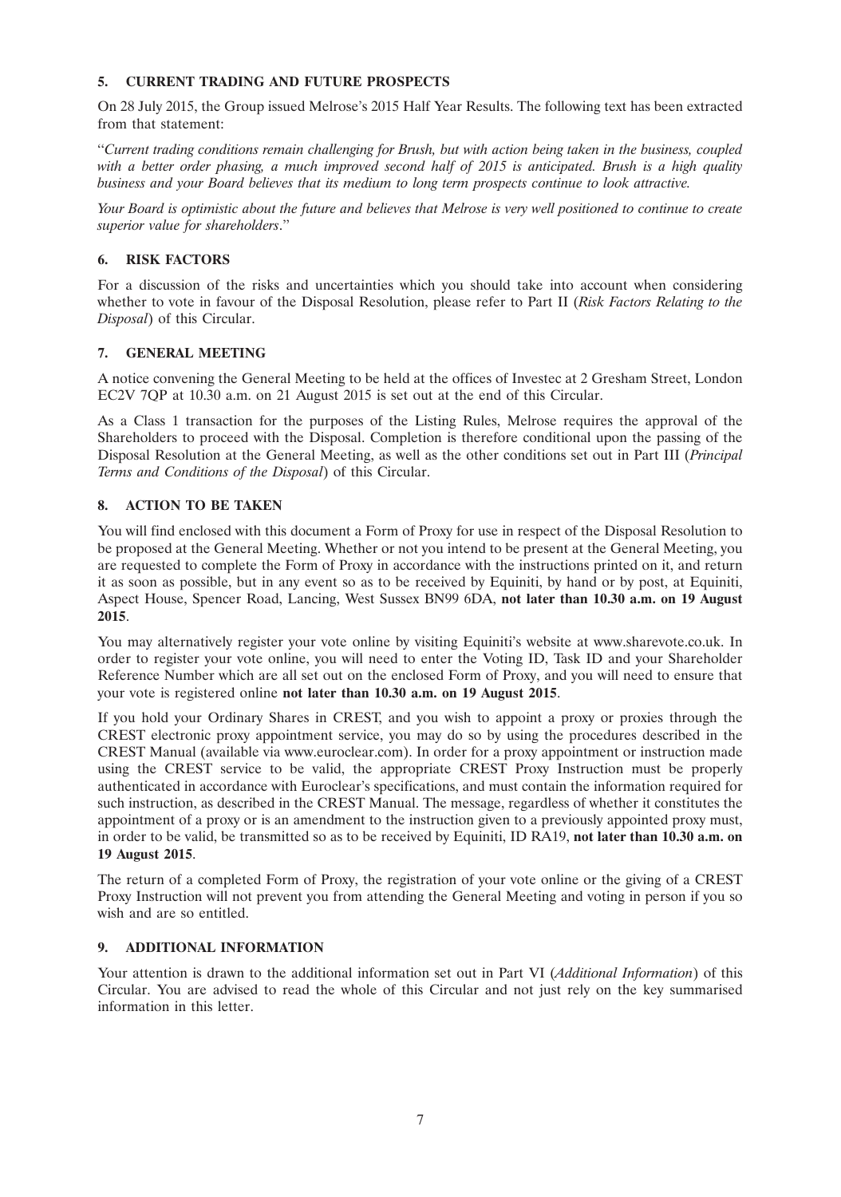## 5. CURRENT TRADING AND FUTURE PROSPECTS

On 28 July 2015, the Group issued Melrose's 2015 Half Year Results. The following text has been extracted from that statement:

"*Current trading conditions remain challenging for Brush, but with action being taken in the business, coupled with a better order phasing, a much improved second half of 2015 is anticipated. Brush is a high quality business and your Board believes that its medium to long term prospects continue to look attractive.*

*Your Board is optimistic about the future and believes that Melrose is very well positioned to continue to create superior value for shareholders*."

## 6. RISK FACTORS

For a discussion of the risks and uncertainties which you should take into account when considering whether to vote in favour of the Disposal Resolution, please refer to Part II (*Risk Factors Relating to the Disposal*) of this Circular.

## 7. GENERAL MEETING

A notice convening the General Meeting to be held at the offices of Investec at 2 Gresham Street, London EC2V 7QP at 10.30 a.m. on 21 August 2015 is set out at the end of this Circular.

As a Class 1 transaction for the purposes of the Listing Rules, Melrose requires the approval of the Shareholders to proceed with the Disposal. Completion is therefore conditional upon the passing of the Disposal Resolution at the General Meeting, as well as the other conditions set out in Part III (*Principal Terms and Conditions of the Disposal*) of this Circular.

## 8. ACTION TO BE TAKEN

You will find enclosed with this document a Form of Proxy for use in respect of the Disposal Resolution to be proposed at the General Meeting. Whether or not you intend to be present at the General Meeting, you are requested to complete the Form of Proxy in accordance with the instructions printed on it, and return it as soon as possible, but in any event so as to be received by Equiniti, by hand or by post, at Equiniti, Aspect House, Spencer Road, Lancing, West Sussex BN99 6DA, **not later than 10.30 a.m. on 19 August 2015**.

You may alternatively register your vote online by visiting Equiniti's website at www.sharevote.co.uk. In order to register your vote online, you will need to enter the Voting ID, Task ID and your Shareholder Reference Number which are all set out on the enclosed Form of Proxy, and you will need to ensure that your vote is registered online **not later than 10.30 a.m. on 19 August 2015**.

If you hold your Ordinary Shares in CREST, and you wish to appoint a proxy or proxies through the CREST electronic proxy appointment service, you may do so by using the procedures described in the CREST Manual (available via www.euroclear.com). In order for a proxy appointment or instruction made using the CREST service to be valid, the appropriate CREST Proxy Instruction must be properly authenticated in accordance with Euroclear's specifications, and must contain the information required for such instruction, as described in the CREST Manual. The message, regardless of whether it constitutes the appointment of a proxy or is an amendment to the instruction given to a previously appointed proxy must, in order to be valid, be transmitted so as to be received by Equiniti, ID RA19, **not later than 10.30 a.m. on 19 August 2015**.

The return of a completed Form of Proxy, the registration of your vote online or the giving of a CREST Proxy Instruction will not prevent you from attending the General Meeting and voting in person if you so wish and are so entitled.

## 9. ADDITIONAL INFORMATION

Your attention is drawn to the additional information set out in Part VI (*Additional Information*) of this Circular. You are advised to read the whole of this Circular and not just rely on the key summarised information in this letter.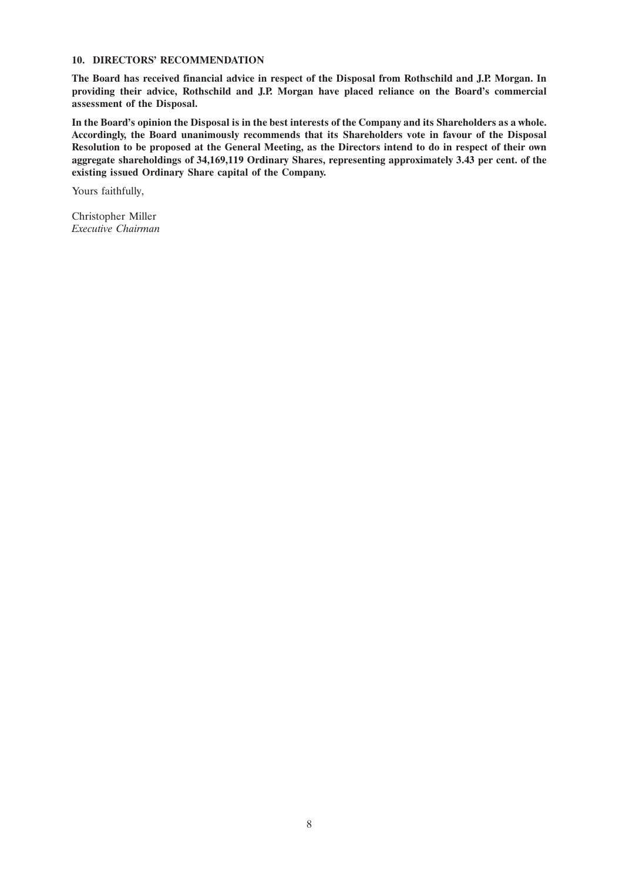### 10. DIRECTORS' RECOMMENDATION

**The Board has received financial advice in respect of the Disposal from Rothschild and J.P. Morgan. In providing their advice, Rothschild and J.P. Morgan have placed reliance on the Board's commercial assessment of the Disposal.**

**In the Board's opinion the Disposal is in the best interests of the Company and its Shareholders as a whole. Accordingly, the Board unanimously recommends that its Shareholders vote in favour of the Disposal Resolution to be proposed at the General Meeting, as the Directors intend to do in respect of their own aggregate shareholdings of 34,169,119 Ordinary Shares, representing approximately 3.43 per cent. of the existing issued Ordinary Share capital of the Company.**

Yours faithfully,

Christopher Miller
*Executive Chairman*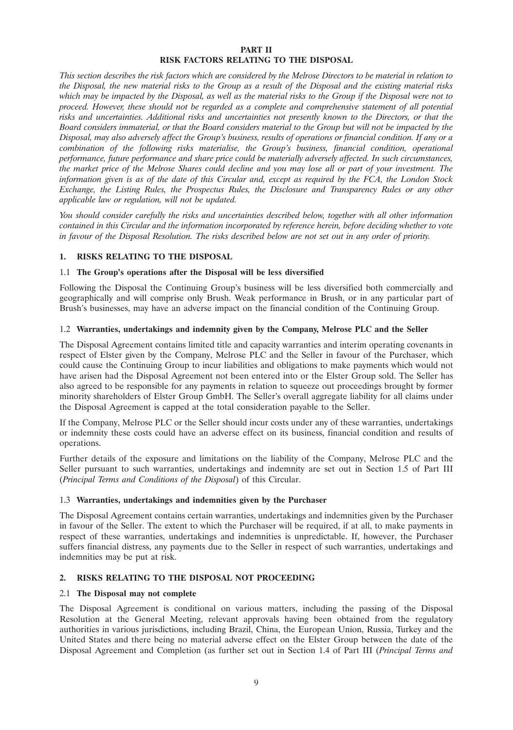# PART II

# RISK FACTORS RELATING TO THE DISPOSAL

*This section describes the risk factors which are considered by the Melrose Directors to be material in relation to the Disposal, the new material risks to the Group as a result of the Disposal and the existing material risks which may be impacted by the Disposal, as well as the material risks to the Group if the Disposal were not to proceed. However, these should not be regarded as a complete and comprehensive statement of all potential risks and uncertainties. Additional risks and uncertainties not presently known to the Directors, or that the Board considers immaterial, or that the Board considers material to the Group but will not be impacted by the Disposal, may also adversely affect the Group's business, results of operations or financial condition. If any or a combination of the following risks materialise, the Group's business, financial condition, operational performance, future performance and share price could be materially adversely affected. In such circumstances, the market price of the Melrose Shares could decline and you may lose all or part of your investment. The information given is as of the date of this Circular and, except as required by the FCA, the London Stock Exchange, the Listing Rules, the Prospectus Rules, the Disclosure and Transparency Rules or any other applicable law or regulation, will not be updated.*

*You should consider carefully the risks and uncertainties described below, together with all other information contained in this Circular and the information incorporated by reference herein, before deciding whether to vote in favour of the Disposal Resolution. The risks described below are not set out in any order of priority.*

## 1. RISKS RELATING TO THE DISPOSAL

### 1.1 The Group's operations after the Disposal will be less diversified

Following the Disposal the Continuing Group's business will be less diversified both commercially and geographically and will comprise only Brush. Weak performance in Brush, or in any particular part of Brush's businesses, may have an adverse impact on the financial condition of the Continuing Group.

### 1.2 Warranties, undertakings and indemnity given by the Company, Melrose PLC and the Seller

The Disposal Agreement contains limited title and capacity warranties and interim operating covenants in respect of Elster given by the Company, Melrose PLC and the Seller in favour of the Purchaser, which could cause the Continuing Group to incur liabilities and obligations to make payments which would not have arisen had the Disposal Agreement not been entered into or the Elster Group sold. The Seller has also agreed to be responsible for any payments in relation to squeeze out proceedings brought by former minority shareholders of Elster Group GmbH. The Seller's overall aggregate liability for all claims under the Disposal Agreement is capped at the total consideration payable to the Seller.

If the Company, Melrose PLC or the Seller should incur costs under any of these warranties, undertakings or indemnity these costs could have an adverse effect on its business, financial condition and results of operations.

Further details of the exposure and limitations on the liability of the Company, Melrose PLC and the Seller pursuant to such warranties, undertakings and indemnity are set out in Section 1.5 of Part III (*Principal Terms and Conditions of the Disposal*) of this Circular.

### 1.3 Warranties, undertakings and indemnities given by the Purchaser

The Disposal Agreement contains certain warranties, undertakings and indemnities given by the Purchaser in favour of the Seller. The extent to which the Purchaser will be required, if at all, to make payments in respect of these warranties, undertakings and indemnities is unpredictable. If, however, the Purchaser suffers financial distress, any payments due to the Seller in respect of such warranties, undertakings and indemnities may be put at risk.

## 2. RISKS RELATING TO THE DISPOSAL NOT PROCEEDING

### 2.1 The Disposal may not complete

The Disposal Agreement is conditional on various matters, including the passing of the Disposal Resolution at the General Meeting, relevant approvals having been obtained from the regulatory authorities in various jurisdictions, including Brazil, China, the European Union, Russia, Turkey and the United States and there being no material adverse effect on the Elster Group between the date of the Disposal Agreement and Completion (as further set out in Section 1.4 of Part III (*Principal Terms and*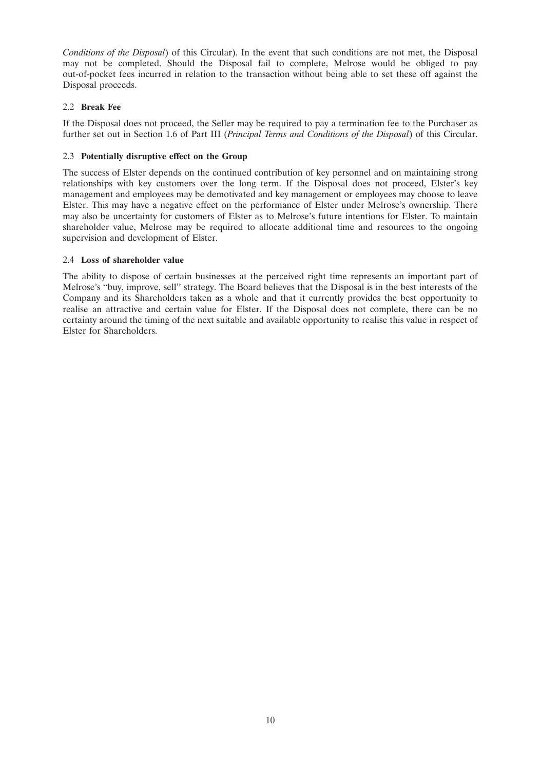*Conditions of the Disposal*) of this Circular). In the event that such conditions are not met, the Disposal may not be completed. Should the Disposal fail to complete, Melrose would be obliged to pay out-of-pocket fees incurred in relation to the transaction without being able to set these off against the Disposal proceeds.

### 2.2 Break Fee

If the Disposal does not proceed, the Seller may be required to pay a termination fee to the Purchaser as further set out in Section 1.6 of Part III (*Principal Terms and Conditions of the Disposal*) of this Circular.

### 2.3 Potentially disruptive effect on the Group

The success of Elster depends on the continued contribution of key personnel and on maintaining strong relationships with key customers over the long term. If the Disposal does not proceed, Elster's key management and employees may be demotivated and key management or employees may choose to leave Elster. This may have a negative effect on the performance of Elster under Melrose's ownership. There may also be uncertainty for customers of Elster as to Melrose's future intentions for Elster. To maintain shareholder value, Melrose may be required to allocate additional time and resources to the ongoing supervision and development of Elster.

### 2.4 Loss of shareholder value

The ability to dispose of certain businesses at the perceived right time represents an important part of Melrose's "buy, improve, sell" strategy. The Board believes that the Disposal is in the best interests of the Company and its Shareholders taken as a whole and that it currently provides the best opportunity to realise an attractive and certain value for Elster. If the Disposal does not complete, there can be no certainty around the timing of the next suitable and available opportunity to realise this value in respect of Elster for Shareholders.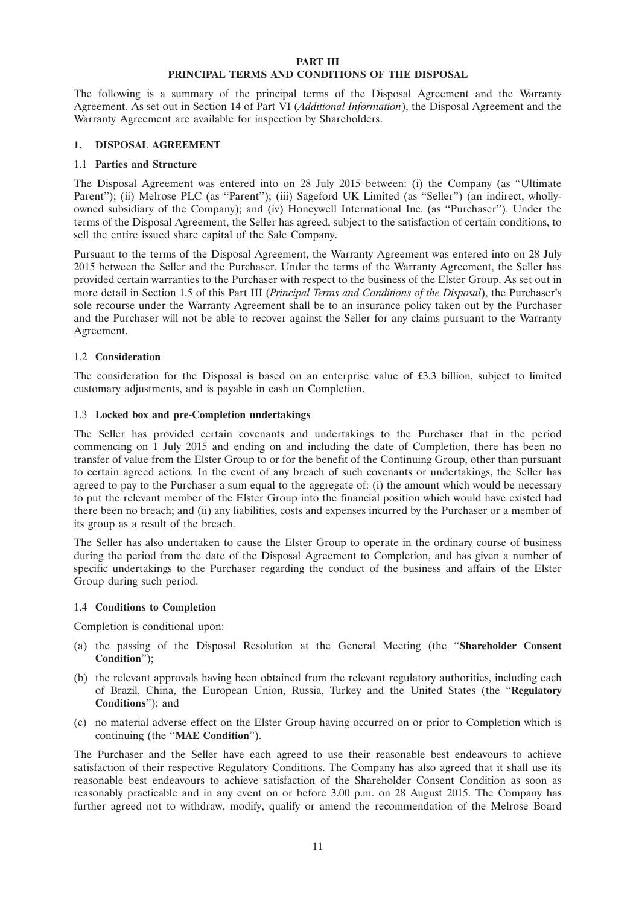# PART III
# PRINCIPAL TERMS AND CONDITIONS OF THE DISPOSAL

The following is a summary of the principal terms of the Disposal Agreement and the Warranty Agreement. As set out in Section 14 of Part VI (*Additional Information*), the Disposal Agreement and the Warranty Agreement are available for inspection by Shareholders.

## 1. DISPOSAL AGREEMENT

### 1.1 Parties and Structure

The Disposal Agreement was entered into on 28 July 2015 between: (i) the Company (as "Ultimate Parent"); (ii) Melrose PLC (as "Parent"); (iii) Sageford UK Limited (as "Seller") (an indirect, wholly-owned subsidiary of the Company); and (iv) Honeywell International Inc. (as "Purchaser"). Under the terms of the Disposal Agreement, the Seller has agreed, subject to the satisfaction of certain conditions, to sell the entire issued share capital of the Sale Company.

Pursuant to the terms of the Disposal Agreement, the Warranty Agreement was entered into on 28 July 2015 between the Seller and the Purchaser. Under the terms of the Warranty Agreement, the Seller has provided certain warranties to the Purchaser with respect to the business of the Elster Group. As set out in more detail in Section 1.5 of this Part III (*Principal Terms and Conditions of the Disposal*), the Purchaser's sole recourse under the Warranty Agreement shall be to an insurance policy taken out by the Purchaser and the Purchaser will not be able to recover against the Seller for any claims pursuant to the Warranty Agreement.

### 1.2 Consideration

The consideration for the Disposal is based on an enterprise value of £3.3 billion, subject to limited customary adjustments, and is payable in cash on Completion.

### 1.3 Locked box and pre-Completion undertakings

The Seller has provided certain covenants and undertakings to the Purchaser that in the period commencing on 1 July 2015 and ending on and including the date of Completion, there has been no transfer of value from the Elster Group to or for the benefit of the Continuing Group, other than pursuant to certain agreed actions. In the event of any breach of such covenants or undertakings, the Seller has agreed to pay to the Purchaser a sum equal to the aggregate of: (i) the amount which would be necessary to put the relevant member of the Elster Group into the financial position which would have existed had there been no breach; and (ii) any liabilities, costs and expenses incurred by the Purchaser or a member of its group as a result of the breach.

The Seller has also undertaken to cause the Elster Group to operate in the ordinary course of business during the period from the date of the Disposal Agreement to Completion, and has given a number of specific undertakings to the Purchaser regarding the conduct of the business and affairs of the Elster Group during such period.

### 1.4 Conditions to Completion

Completion is conditional upon:

(a) the passing of the Disposal Resolution at the General Meeting (the "**Shareholder Consent Condition**");

(b) the relevant approvals having been obtained from the relevant regulatory authorities, including each of Brazil, China, the European Union, Russia, Turkey and the United States (the "**Regulatory Conditions**"); and

(c) no material adverse effect on the Elster Group having occurred on or prior to Completion which is continuing (the "**MAE Condition**").

The Purchaser and the Seller have each agreed to use their reasonable best endeavours to achieve satisfaction of their respective Regulatory Conditions. The Company has also agreed that it shall use its reasonable best endeavours to achieve satisfaction of the Shareholder Consent Condition as soon as reasonably practicable and in any event on or before 3.00 p.m. on 28 August 2015. The Company has further agreed not to withdraw, modify, qualify or amend the recommendation of the Melrose Board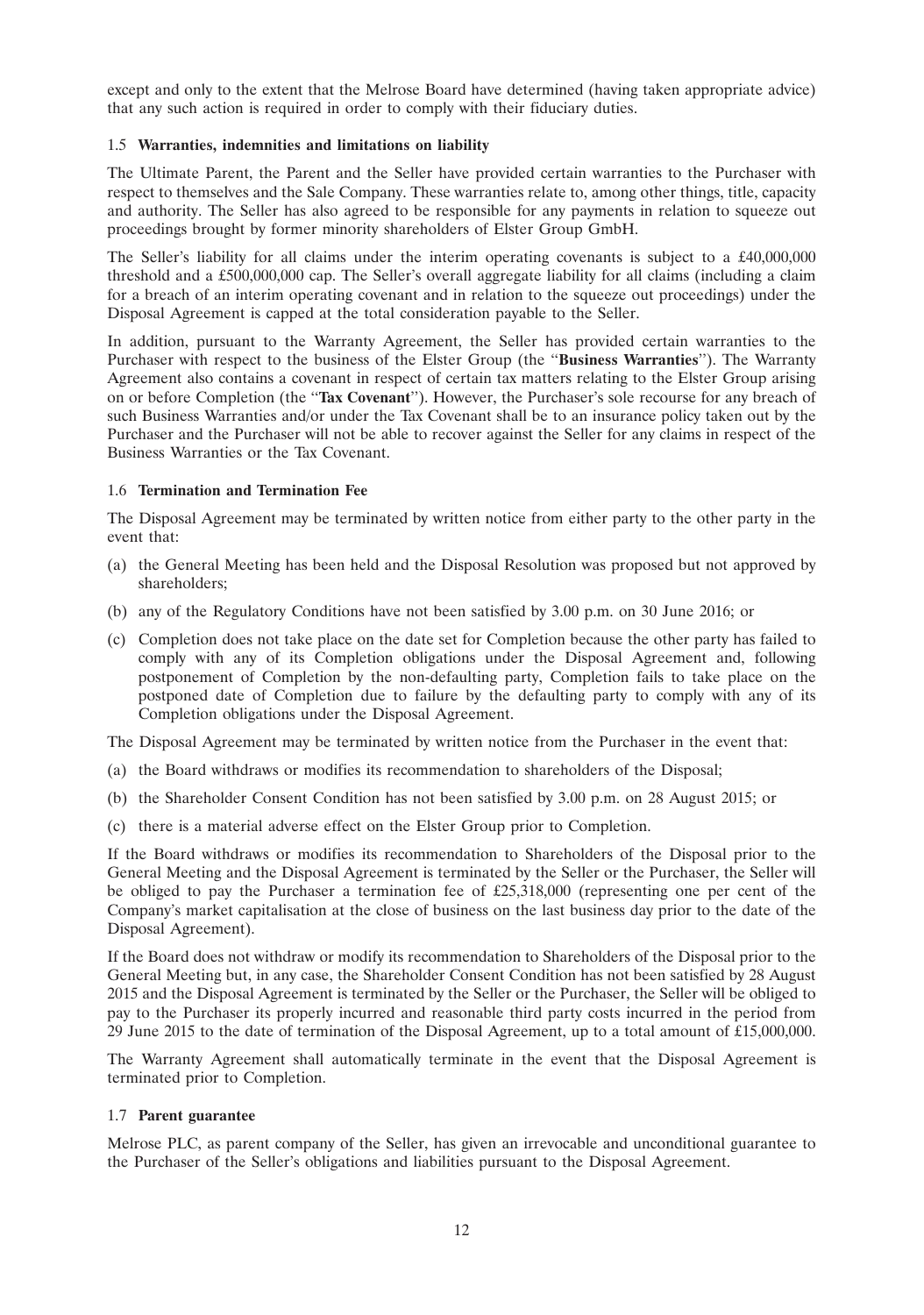except and only to the extent that the Melrose Board have determined (having taken appropriate advice) that any such action is required in order to comply with their fiduciary duties.

### 1.5 Warranties, indemnities and limitations on liability

The Ultimate Parent, the Parent and the Seller have provided certain warranties to the Purchaser with respect to themselves and the Sale Company. These warranties relate to, among other things, title, capacity and authority. The Seller has also agreed to be responsible for any payments in relation to squeeze out proceedings brought by former minority shareholders of Elster Group GmbH.

The Seller's liability for all claims under the interim operating covenants is subject to a £40,000,000 threshold and a £500,000,000 cap. The Seller's overall aggregate liability for all claims (including a claim for a breach of an interim operating covenant and in relation to the squeeze out proceedings) under the Disposal Agreement is capped at the total consideration payable to the Seller.

In addition, pursuant to the Warranty Agreement, the Seller has provided certain warranties to the Purchaser with respect to the business of the Elster Group (the "**Business Warranties**"). The Warranty Agreement also contains a covenant in respect of certain tax matters relating to the Elster Group arising on or before Completion (the "**Tax Covenant**"). However, the Purchaser's sole recourse for any breach of such Business Warranties and/or under the Tax Covenant shall be to an insurance policy taken out by the Purchaser and the Purchaser will not be able to recover against the Seller for any claims in respect of the Business Warranties or the Tax Covenant.

### 1.6 Termination and Termination Fee

The Disposal Agreement may be terminated by written notice from either party to the other party in the event that:

(a) the General Meeting has been held and the Disposal Resolution was proposed but not approved by shareholders;

(b) any of the Regulatory Conditions have not been satisfied by 3.00 p.m. on 30 June 2016; or

(c) Completion does not take place on the date set for Completion because the other party has failed to comply with any of its Completion obligations under the Disposal Agreement and, following postponement of Completion by the non-defaulting party, Completion fails to take place on the postponed date of Completion due to failure by the defaulting party to comply with any of its Completion obligations under the Disposal Agreement.

The Disposal Agreement may be terminated by written notice from the Purchaser in the event that:

(a) the Board withdraws or modifies its recommendation to shareholders of the Disposal;

(b) the Shareholder Consent Condition has not been satisfied by 3.00 p.m. on 28 August 2015; or

(c) there is a material adverse effect on the Elster Group prior to Completion.

If the Board withdraws or modifies its recommendation to Shareholders of the Disposal prior to the General Meeting and the Disposal Agreement is terminated by the Seller or the Purchaser, the Seller will be obliged to pay the Purchaser a termination fee of £25,318,000 (representing one per cent of the Company's market capitalisation at the close of business on the last business day prior to the date of the Disposal Agreement).

If the Board does not withdraw or modify its recommendation to Shareholders of the Disposal prior to the General Meeting but, in any case, the Shareholder Consent Condition has not been satisfied by 28 August 2015 and the Disposal Agreement is terminated by the Seller or the Purchaser, the Seller will be obliged to pay to the Purchaser its properly incurred and reasonable third party costs incurred in the period from 29 June 2015 to the date of termination of the Disposal Agreement, up to a total amount of £15,000,000.

The Warranty Agreement shall automatically terminate in the event that the Disposal Agreement is terminated prior to Completion.

### 1.7 Parent guarantee

Melrose PLC, as parent company of the Seller, has given an irrevocable and unconditional guarantee to the Purchaser of the Seller's obligations and liabilities pursuant to the Disposal Agreement.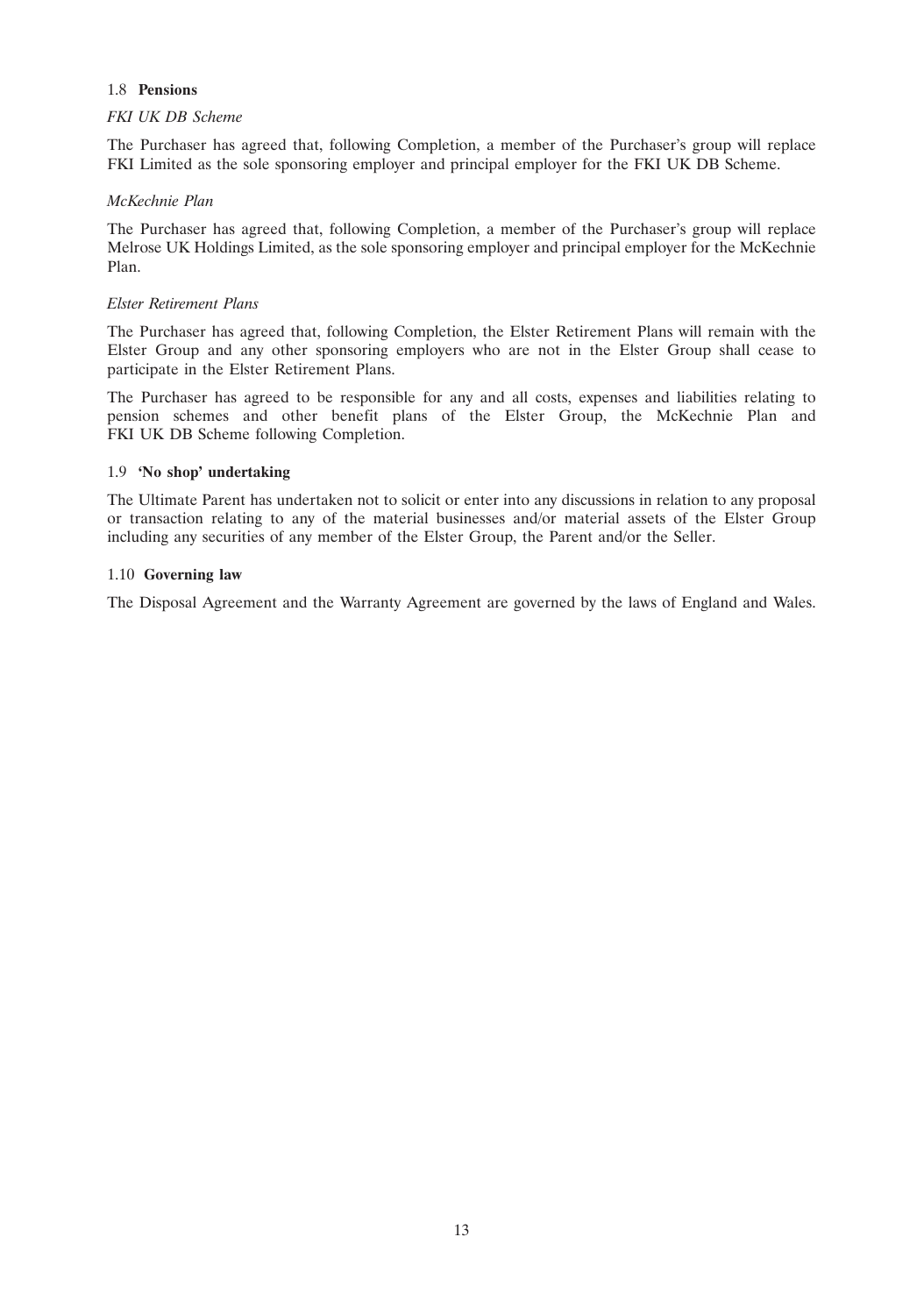### 1.8 **Pensions**

*FKI UK DB Scheme*

The Purchaser has agreed that, following Completion, a member of the Purchaser's group will replace FKI Limited as the sole sponsoring employer and principal employer for the FKI UK DB Scheme.

*McKechnie Plan*

The Purchaser has agreed that, following Completion, a member of the Purchaser's group will replace Melrose UK Holdings Limited, as the sole sponsoring employer and principal employer for the McKechnie Plan.

*Elster Retirement Plans*

The Purchaser has agreed that, following Completion, the Elster Retirement Plans will remain with the Elster Group and any other sponsoring employers who are not in the Elster Group shall cease to participate in the Elster Retirement Plans.

The Purchaser has agreed to be responsible for any and all costs, expenses and liabilities relating to pension schemes and other benefit plans of the Elster Group, the McKechnie Plan and FKI UK DB Scheme following Completion.

### 1.9 **'No shop' undertaking**

The Ultimate Parent has undertaken not to solicit or enter into any discussions in relation to any proposal or transaction relating to any of the material businesses and/or material assets of the Elster Group including any securities of any member of the Elster Group, the Parent and/or the Seller.

### 1.10 **Governing law**

The Disposal Agreement and the Warranty Agreement are governed by the laws of England and Wales.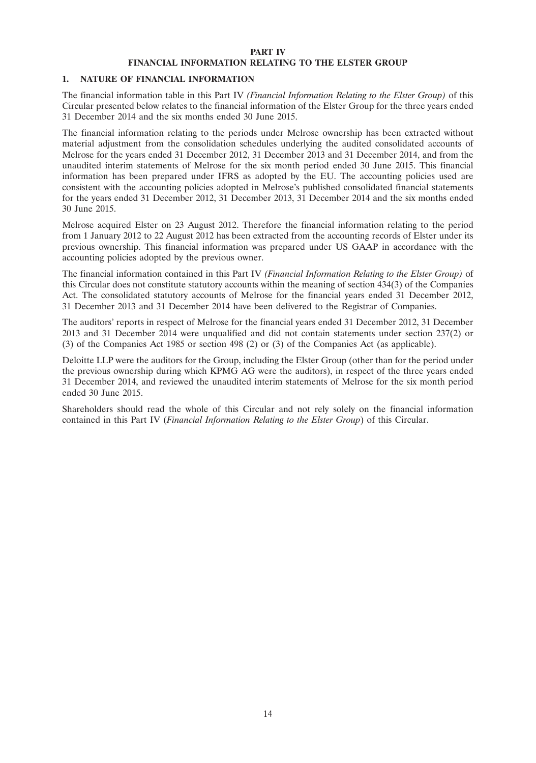# PART IV
## FINANCIAL INFORMATION RELATING TO THE ELSTER GROUP

### 1. NATURE OF FINANCIAL INFORMATION

The financial information table in this Part IV *(Financial Information Relating to the Elster Group)* of this Circular presented below relates to the financial information of the Elster Group for the three years ended 31 December 2014 and the six months ended 30 June 2015.

The financial information relating to the periods under Melrose ownership has been extracted without material adjustment from the consolidation schedules underlying the audited consolidated accounts of Melrose for the years ended 31 December 2012, 31 December 2013 and 31 December 2014, and from the unaudited interim statements of Melrose for the six month period ended 30 June 2015. This financial information has been prepared under IFRS as adopted by the EU. The accounting policies used are consistent with the accounting policies adopted in Melrose's published consolidated financial statements for the years ended 31 December 2012, 31 December 2013, 31 December 2014 and the six months ended 30 June 2015.

Melrose acquired Elster on 23 August 2012. Therefore the financial information relating to the period from 1 January 2012 to 22 August 2012 has been extracted from the accounting records of Elster under its previous ownership. This financial information was prepared under US GAAP in accordance with the accounting policies adopted by the previous owner.

The financial information contained in this Part IV *(Financial Information Relating to the Elster Group)* of this Circular does not constitute statutory accounts within the meaning of section 434(3) of the Companies Act. The consolidated statutory accounts of Melrose for the financial years ended 31 December 2012, 31 December 2013 and 31 December 2014 have been delivered to the Registrar of Companies.

The auditors' reports in respect of Melrose for the financial years ended 31 December 2012, 31 December 2013 and 31 December 2014 were unqualified and did not contain statements under section 237(2) or (3) of the Companies Act 1985 or section 498 (2) or (3) of the Companies Act (as applicable).

Deloitte LLP were the auditors for the Group, including the Elster Group (other than for the period under the previous ownership during which KPMG AG were the auditors), in respect of the three years ended 31 December 2014, and reviewed the unaudited interim statements of Melrose for the six month period ended 30 June 2015.

Shareholders should read the whole of this Circular and not rely solely on the financial information contained in this Part IV (*Financial Information Relating to the Elster Group*) of this Circular.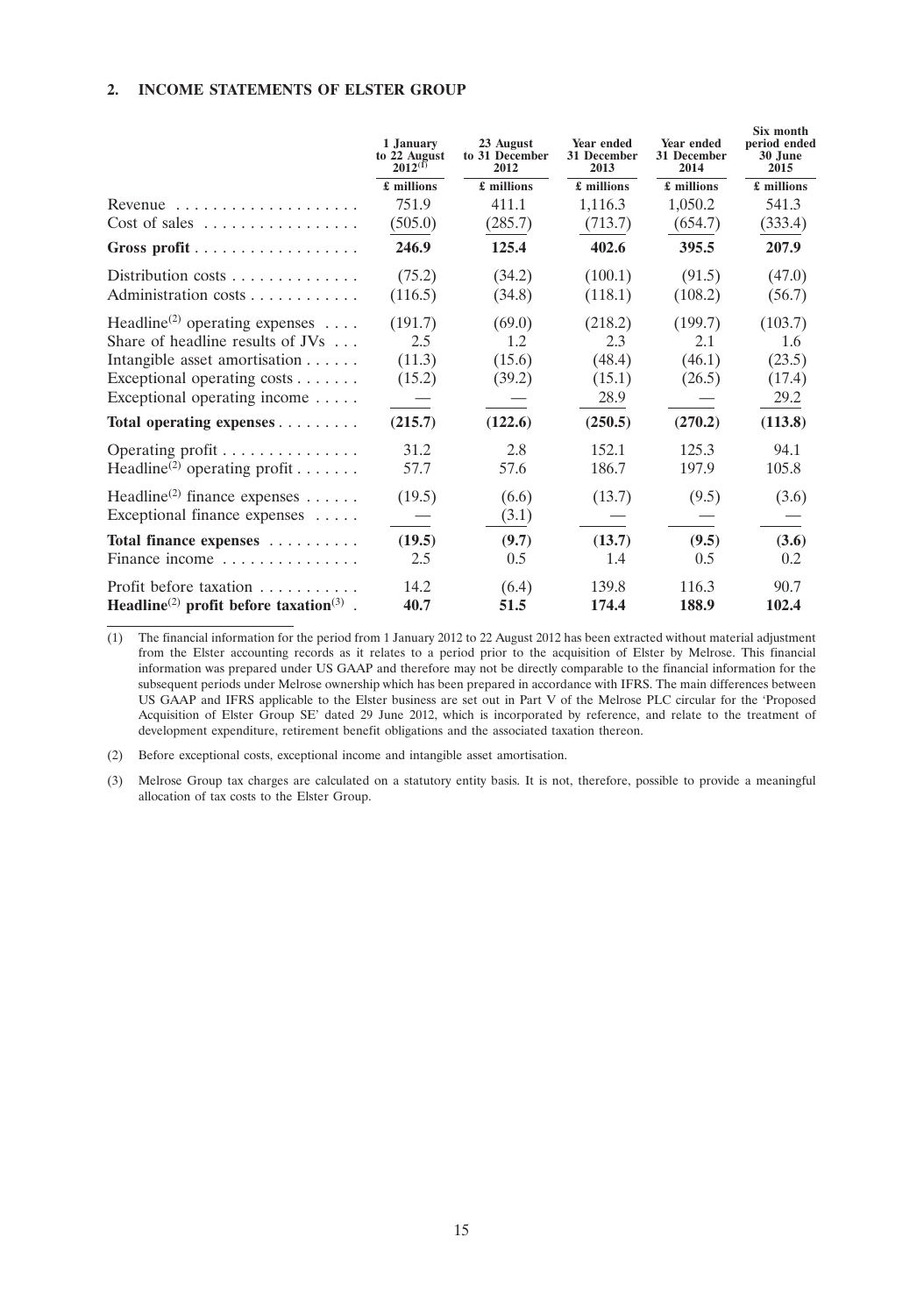## 2. INCOME STATEMENTS OF ELSTER GROUP

| | 1 January to 22 August 2012[1] | 23 August to 31 December 2012 | Year ended 31 December 2013 | Year ended 31 December 2014 | Six month period ended 30 June 2015 |
|---|---|---|---|---|---|
| | £ millions | £ millions | £ millions | £ millions | £ millions |
| Revenue | 751.9 | 411.1 | 1,116.3 | 1,050.2 | 541.3 |
| Cost of sales | (505.0) | (285.7) | (713.7) | (654.7) | (333.4) |
| **Gross profit** | **246.9** | **125.4** | **402.6** | **395.5** | **207.9** |
| Distribution costs | (75.2) | (34.2) | (100.1) | (91.5) | (47.0) |
| Administration costs | (116.5) | (34.8) | (118.1) | (108.2) | (56.7) |
| Headline[2] operating expenses | (191.7) | (69.0) | (218.2) | (199.7) | (103.7) |
| Share of headline results of JVs | 2.5 | 1.2 | 2.3 | 2.1 | 1.6 |
| Intangible asset amortisation | (11.3) | (15.6) | (48.4) | (46.1) | (23.5) |
| Exceptional operating costs | (15.2) | (39.2) | (15.1) | (26.5) | (17.4) |
| Exceptional operating income | — | — | 28.9 | — | 29.2 |
| **Total operating expenses** | **(215.7)** | **(122.6)** | **(250.5)** | **(270.2)** | **(113.8)** |
| Operating profit | 31.2 | 2.8 | 152.1 | 125.3 | 94.1 |
| Headline[2] operating profit | 57.7 | 57.6 | 186.7 | 197.9 | 105.8 |
| Headline[2] finance expenses | (19.5) | (6.6) | (13.7) | (9.5) | (3.6) |
| Exceptional finance expenses | — | (3.1) | — | — | — |
| **Total finance expenses** | **(19.5)** | **(9.7)** | **(13.7)** | **(9.5)** | **(3.6)** |
| Finance income | 2.5 | 0.5 | 1.4 | 0.5 | 0.2 |
| Profit before taxation | 14.2 | (6.4) | 139.8 | 116.3 | 90.7 |
| **Headline[2] profit before taxation[3]** | **40.7** | **51.5** | **174.4** | **188.9** | **102.4** |

(1) The financial information for the period from 1 January 2012 to 22 August 2012 has been extracted without material adjustment from the Elster accounting records as it relates to a period prior to the acquisition of Elster by Melrose. This financial information was prepared under US GAAP and therefore may not be directly comparable to the financial information for the subsequent periods under Melrose ownership which has been prepared in accordance with IFRS. The main differences between US GAAP and IFRS applicable to the Elster business are set out in Part V of the Melrose PLC circular for the 'Proposed Acquisition of Elster Group SE' dated 29 June 2012, which is incorporated by reference, and relate to the treatment of development expenditure, retirement benefit obligations and the associated taxation thereon.

(2) Before exceptional costs, exceptional income and intangible asset amortisation.

(3) Melrose Group tax charges are calculated on a statutory entity basis. It is not, therefore, possible to provide a meaningful allocation of tax costs to the Elster Group.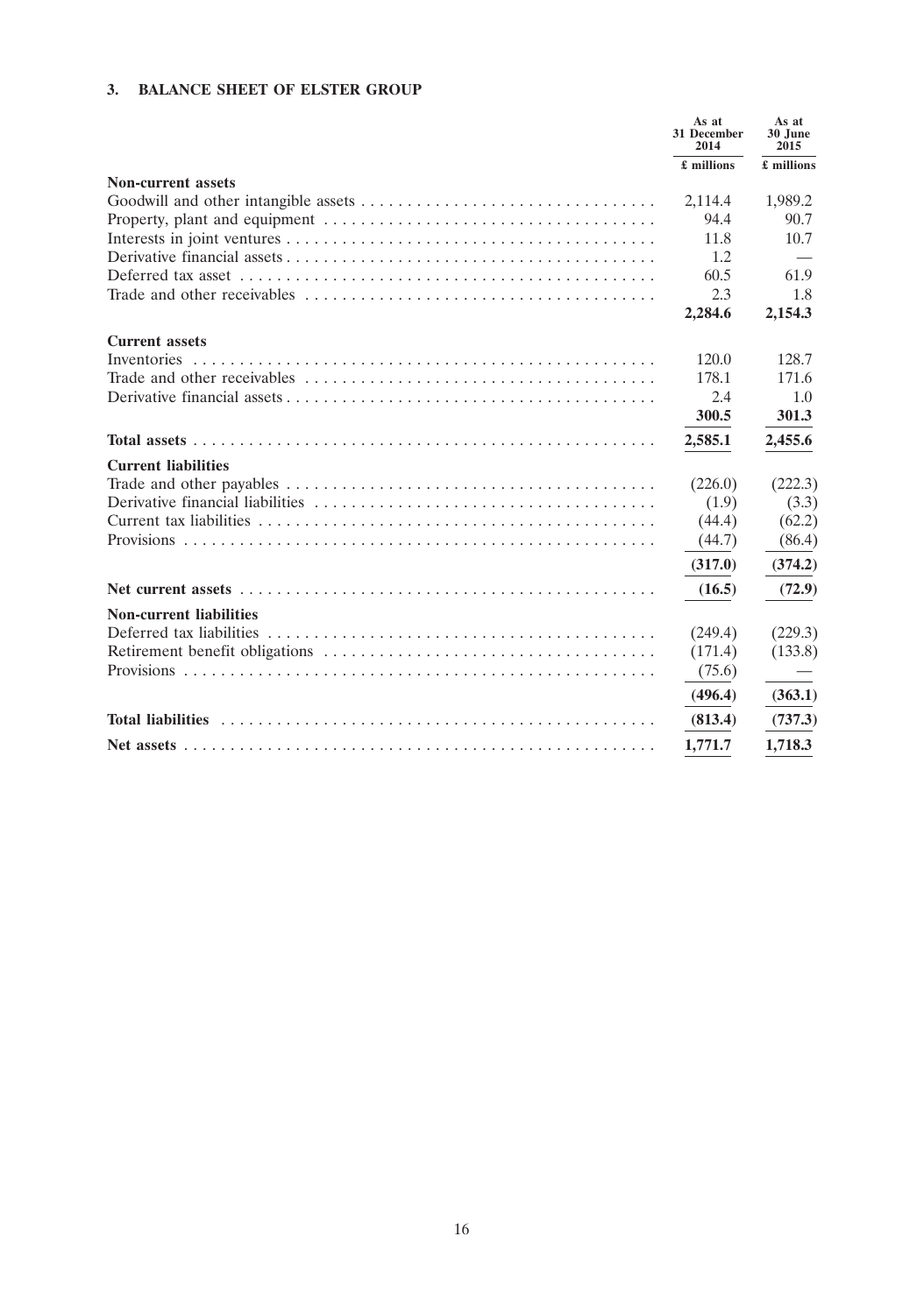### 3. BALANCE SHEET OF ELSTER GROUP

| | As at 31 December 2014 | As at 30 June 2015 |
|---|---|---|
| | £ millions | £ millions |
| **Non-current assets** | | |
| Goodwill and other intangible assets | 2,114.4 | 1,989.2 |
| Property, plant and equipment | 94.4 | 90.7 |
| Interests in joint ventures | 11.8 | 10.7 |
| Derivative financial assets | 1.2 | — |
| Deferred tax asset | 60.5 | 61.9 |
| Trade and other receivables | 2.3 | 1.8 |
| | **2,284.6** | **2,154.3** |
| **Current assets** | | |
| Inventories | 120.0 | 128.7 |
| Trade and other receivables | 178.1 | 171.6 |
| Derivative financial assets | 2.4 | 1.0 |
| | **300.5** | **301.3** |
| **Total assets** | **2,585.1** | **2,455.6** |
| **Current liabilities** | | |
| Trade and other payables | (226.0) | (222.3) |
| Derivative financial liabilities | (1.9) | (3.3) |
| Current tax liabilities | (44.4) | (62.2) |
| Provisions | (44.7) | (86.4) |
| | **(317.0)** | **(374.2)** |
| **Net current assets** | **(16.5)** | **(72.9)** |
| **Non-current liabilities** | | |
| Deferred tax liabilities | (249.4) | (229.3) |
| Retirement benefit obligations | (171.4) | (133.8) |
| Provisions | (75.6) | — |
| | **(496.4)** | **(363.1)** |
| **Total liabilities** | **(813.4)** | **(737.3)** |
| **Net assets** | **1,771.7** | **1,718.3** |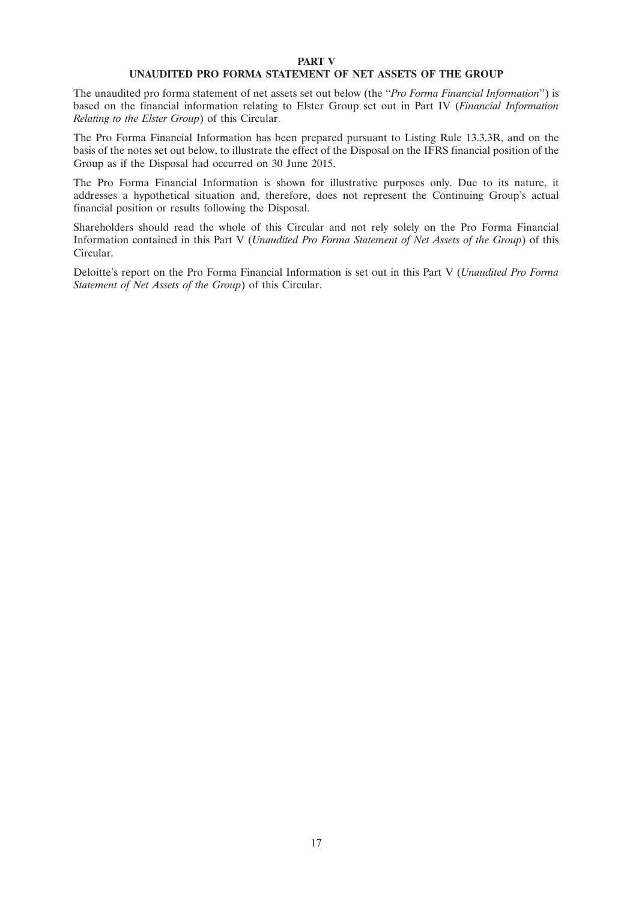# PART V
## UNAUDITED PRO FORMA STATEMENT OF NET ASSETS OF THE GROUP

The unaudited pro forma statement of net assets set out below (the "*Pro Forma Financial Information*") is based on the financial information relating to Elster Group set out in Part IV (*Financial Information Relating to the Elster Group*) of this Circular.

The Pro Forma Financial Information has been prepared pursuant to Listing Rule 13.3.3R, and on the basis of the notes set out below, to illustrate the effect of the Disposal on the IFRS financial position of the Group as if the Disposal had occurred on 30 June 2015.

The Pro Forma Financial Information is shown for illustrative purposes only. Due to its nature, it addresses a hypothetical situation and, therefore, does not represent the Continuing Group's actual financial position or results following the Disposal.

Shareholders should read the whole of this Circular and not rely solely on the Pro Forma Financial Information contained in this Part V (*Unaudited Pro Forma Statement of Net Assets of the Group*) of this Circular.

Deloitte's report on the Pro Forma Financial Information is set out in this Part V (*Unaudited Pro Forma Statement of Net Assets of the Group*) of this Circular.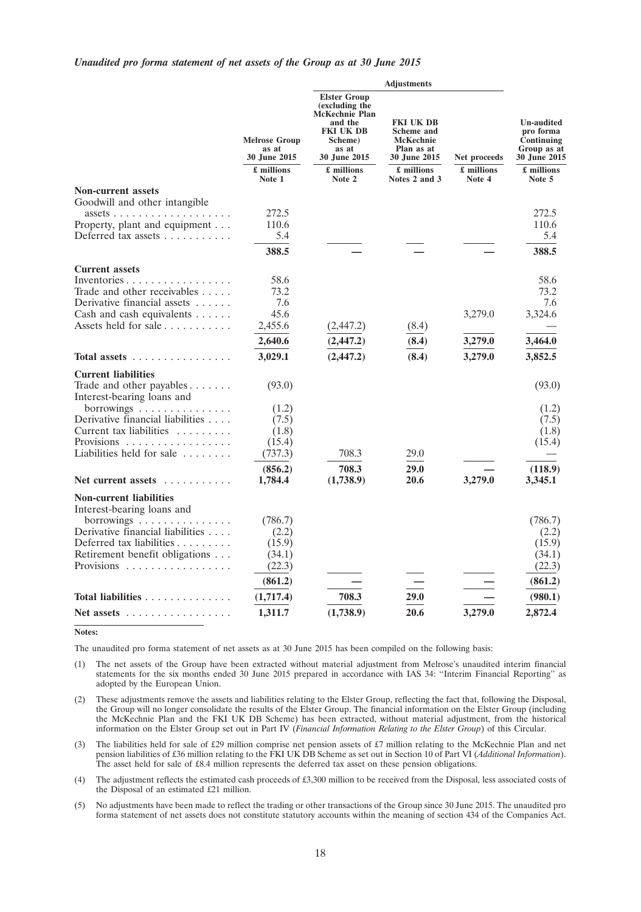### *Unaudited pro forma statement of net assets of the Group as at 30 June 2015*

| | | Adjustments | | | |
|---|---|---|---|---|---|
| | Melrose Group as at 30 June 2015 | Elster Group (excluding the McKechnie Plan and the FKI UK DB Scheme) as at 30 June 2015 | FKI UK DB Scheme and McKechnie Plan as at 30 June 2015 | Net proceeds | Un-audited pro forma Continuing Group as at 30 June 2015 |
| | £ millions Note 1 | £ millions Note 2 | £ millions Notes 2 and 3 | £ millions Note 4 | £ millions Note 5 |
| **Non-current assets** | | | | | |
| Goodwill and other intangible assets | 272.5 | | | | 272.5 |
| Property, plant and equipment | 110.6 | | | | 110.6 |
| Deferred tax assets | 5.4 | | | | 5.4 |
| | **388.5** | **—** | **—** | **—** | **388.5** |
| **Current assets** | | | | | |
| Inventories | 58.6 | | | | 58.6 |
| Trade and other receivables | 73.2 | | | | 73.2 |
| Derivative financial assets | 7.6 | | | | 7.6 |
| Cash and cash equivalents | 45.6 | | | 3,279.0 | 3,324.6 |
| Assets held for sale | 2,455.6 | (2,447.2) | (8.4) | | — |
| | **2,640.6** | **(2,447.2)** | **(8.4)** | **3,279.0** | **3,464.0** |
| **Total assets** | **3,029.1** | **(2,447.2)** | **(8.4)** | **3,279.0** | **3,852.5** |
| **Current liabilities** | | | | | |
| Trade and other payables | (93.0) | | | | (93.0) |
| Interest-bearing loans and borrowings | (1.2) | | | | (1.2) |
| Derivative financial liabilities | (7.5) | | | | (7.5) |
| Current tax liabilities | (1.8) | | | | (1.8) |
| Provisions | (15.4) | | | | (15.4) |
| Liabilities held for sale | (737.3) | 708.3 | 29.0 | | — |
| | **(856.2)** | **708.3** | **29.0** | **—** | **(118.9)** |
| **Net current assets** | **1,784.4** | **(1,738.9)** | **20.6** | **3,279.0** | **3,345.1** |
| **Non-current liabilities** | | | | | |
| Interest-bearing loans and borrowings | (786.7) | | | | (786.7) |
| Derivative financial liabilities | (2.2) | | | | (2.2) |
| Deferred tax liabilities | (15.9) | | | | (15.9) |
| Retirement benefit obligations | (34.1) | | | | (34.1) |
| Provisions | (22.3) | | | | (22.3) |
| | **(861.2)** | **—** | **—** | **—** | **(861.2)** |
| **Total liabilities** | **(1,717.4)** | **708.3** | **29.0** | **—** | **(980.1)** |
| **Net assets** | **1,311.7** | **(1,738.9)** | **20.6** | **3,279.0** | **2,872.4** |

**Notes:**

The unaudited pro forma statement of net assets as at 30 June 2015 has been compiled on the following basis:

(1) The net assets of the Group have been extracted without material adjustment from Melrose's unaudited interim financial statements for the six months ended 30 June 2015 prepared in accordance with IAS 34: "Interim Financial Reporting" as adopted by the European Union.

(2) These adjustments remove the assets and liabilities relating to the Elster Group, reflecting the fact that, following the Disposal, the Group will no longer consolidate the results of the Elster Group. The financial information on the Elster Group (including the McKechnie Plan and the FKI UK DB Scheme) has been extracted, without material adjustment, from the historical information on the Elster Group set out in Part IV (*Financial Information Relating to the Elster Group*) of this Circular.

(3) The liabilities held for sale of £29 million comprise net pension assets of £7 million relating to the McKechnie Plan and net pension liabilities of £36 million relating to the FKI UK DB Scheme as set out in Section 10 of Part VI (*Additional Information*). The asset held for sale of £8.4 million represents the deferred tax asset on these pension obligations.

(4) The adjustment reflects the estimated cash proceeds of £3,300 million to be received from the Disposal, less associated costs of the Disposal of an estimated £21 million.

(5) No adjustments have been made to reflect the trading or other transactions of the Group since 30 June 2015. The unaudited pro forma statement of net assets does not constitute statutory accounts within the meaning of section 434 of the Companies Act.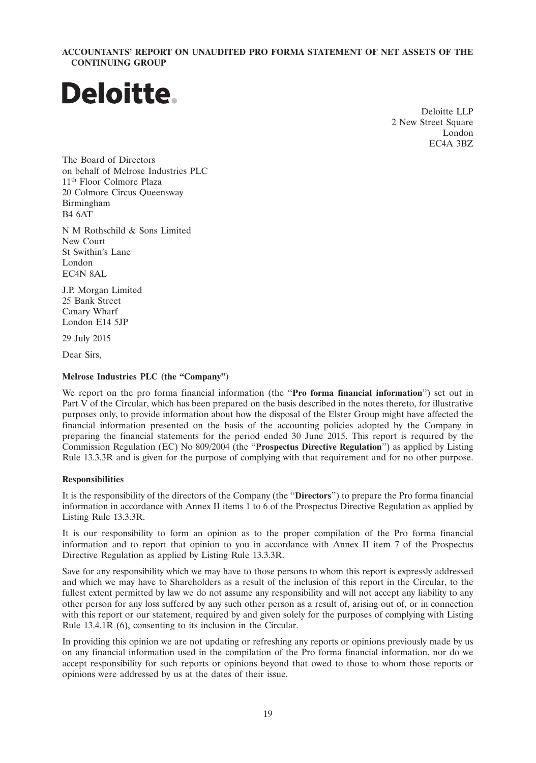**ACCOUNTANTS' REPORT ON UNAUDITED PRO FORMA STATEMENT OF NET ASSETS OF THE CONTINUING GROUP**

Deloitte.

Deloitte LLP
2 New Street Square
London
EC4A 3BZ

The Board of Directors
on behalf of Melrose Industries PLC
11th Floor Colmore Plaza
20 Colmore Circus Queensway
Birmingham
B4 6AT

N M Rothschild & Sons Limited
New Court
St Swithin's Lane
London
EC4N 8AL

J.P. Morgan Limited
25 Bank Street
Canary Wharf
London E14 5JP

29 July 2015

Dear Sirs,

**Melrose Industries PLC (the "Company")**

We report on the pro forma financial information (the "**Pro forma financial information**") set out in Part V of the Circular, which has been prepared on the basis described in the notes thereto, for illustrative purposes only, to provide information about how the disposal of the Elster Group might have affected the financial information presented on the basis of the accounting policies adopted by the Company in preparing the financial statements for the period ended 30 June 2015. This report is required by the Commission Regulation (EC) No 809/2004 (the "**Prospectus Directive Regulation**") as applied by Listing Rule 13.3.3R and is given for the purpose of complying with that requirement and for no other purpose.

**Responsibilities**

It is the responsibility of the directors of the Company (the "**Directors**") to prepare the Pro forma financial information in accordance with Annex II items 1 to 6 of the Prospectus Directive Regulation as applied by Listing Rule 13.3.3R.

It is our responsibility to form an opinion as to the proper compilation of the Pro forma financial information and to report that opinion to you in accordance with Annex II item 7 of the Prospectus Directive Regulation as applied by Listing Rule 13.3.3R.

Save for any responsibility which we may have to those persons to whom this report is expressly addressed and which we may have to Shareholders as a result of the inclusion of this report in the Circular, to the fullest extent permitted by law we do not assume any responsibility and will not accept any liability to any other person for any loss suffered by any such other person as a result of, arising out of, or in connection with this report or our statement, required by and given solely for the purposes of complying with Listing Rule 13.4.1R (6), consenting to its inclusion in the Circular.

In providing this opinion we are not updating or refreshing any reports or opinions previously made by us on any financial information used in the compilation of the Pro forma financial information, nor do we accept responsibility for such reports or opinions beyond that owed to those to whom those reports or opinions were addressed by us at the dates of their issue.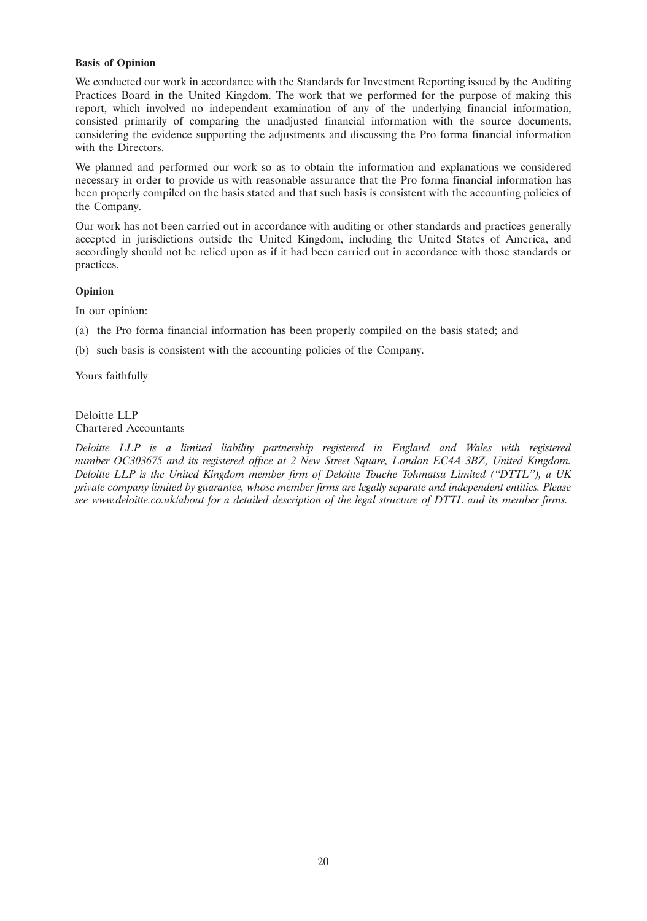**Basis of Opinion**

We conducted our work in accordance with the Standards for Investment Reporting issued by the Auditing Practices Board in the United Kingdom. The work that we performed for the purpose of making this report, which involved no independent examination of any of the underlying financial information, consisted primarily of comparing the unadjusted financial information with the source documents, considering the evidence supporting the adjustments and discussing the Pro forma financial information with the Directors.

We planned and performed our work so as to obtain the information and explanations we considered necessary in order to provide us with reasonable assurance that the Pro forma financial information has been properly compiled on the basis stated and that such basis is consistent with the accounting policies of the Company.

Our work has not been carried out in accordance with auditing or other standards and practices generally accepted in jurisdictions outside the United Kingdom, including the United States of America, and accordingly should not be relied upon as if it had been carried out in accordance with those standards or practices.

**Opinion**

In our opinion:

(a) the Pro forma financial information has been properly compiled on the basis stated; and

(b) such basis is consistent with the accounting policies of the Company.

Yours faithfully

Deloitte LLP
Chartered Accountants

*Deloitte LLP is a limited liability partnership registered in England and Wales with registered number OC303675 and its registered office at 2 New Street Square, London EC4A 3BZ, United Kingdom. Deloitte LLP is the United Kingdom member firm of Deloitte Touche Tohmatsu Limited ("DTTL"), a UK private company limited by guarantee, whose member firms are legally separate and independent entities. Please see www.deloitte.co.uk/about for a detailed description of the legal structure of DTTL and its member firms.*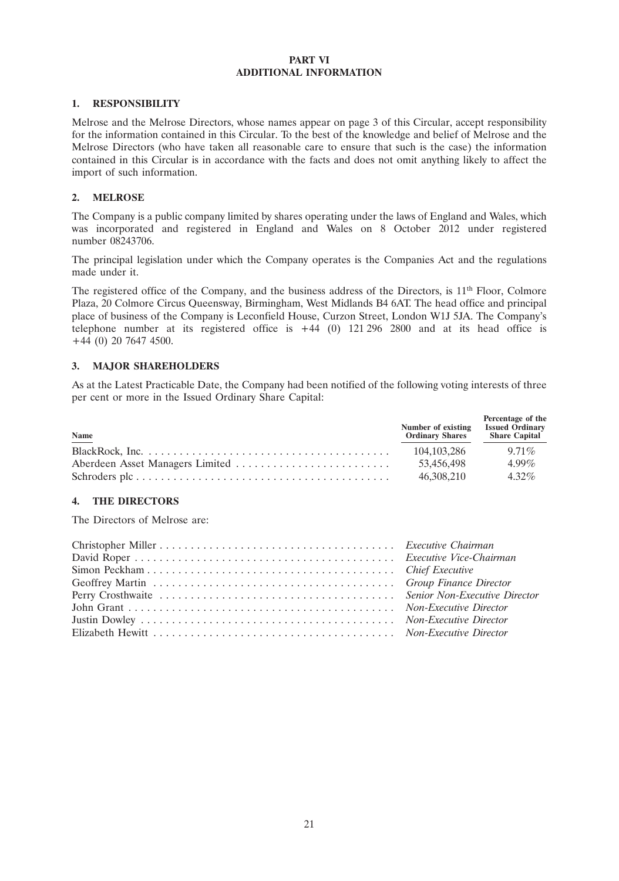# PART VI
# ADDITIONAL INFORMATION

## 1. RESPONSIBILITY

Melrose and the Melrose Directors, whose names appear on page 3 of this Circular, accept responsibility for the information contained in this Circular. To the best of the knowledge and belief of Melrose and the Melrose Directors (who have taken all reasonable care to ensure that such is the case) the information contained in this Circular is in accordance with the facts and does not omit anything likely to affect the import of such information.

## 2. MELROSE

The Company is a public company limited by shares operating under the laws of England and Wales, which was incorporated and registered in England and Wales on 8 October 2012 under registered number 08243706.

The principal legislation under which the Company operates is the Companies Act and the regulations made under it.

The registered office of the Company, and the business address of the Directors, is 11th Floor, Colmore Plaza, 20 Colmore Circus Queensway, Birmingham, West Midlands B4 6AT. The head office and principal place of business of the Company is Leconfield House, Curzon Street, London W1J 5JA. The Company's telephone number at its registered office is +44 (0) 121 296 2800 and at its head office is +44 (0) 20 7647 4500.

## 3. MAJOR SHAREHOLDERS

As at the Latest Practicable Date, the Company had been notified of the following voting interests of three per cent or more in the Issued Ordinary Share Capital:

| Name | Number of existing Ordinary Shares | Percentage of the Issued Ordinary Share Capital |
|---|---|---|
| BlackRock, Inc. | 104,103,286 | 9.71% |
| Aberdeen Asset Managers Limited | 53,456,498 | 4.99% |
| Schroders plc | 46,308,210 | 4.32% |

## 4. THE DIRECTORS

The Directors of Melrose are:

| | |
|---|---|
| Christopher Miller | *Executive Chairman* |
| David Roper | *Executive Vice-Chairman* |
| Simon Peckham | *Chief Executive* |
| Geoffrey Martin | *Group Finance Director* |
| Perry Crosthwaite | *Senior Non-Executive Director* |
| John Grant | *Non-Executive Director* |
| Justin Dowley | *Non-Executive Director* |
| Elizabeth Hewitt | *Non-Executive Director* |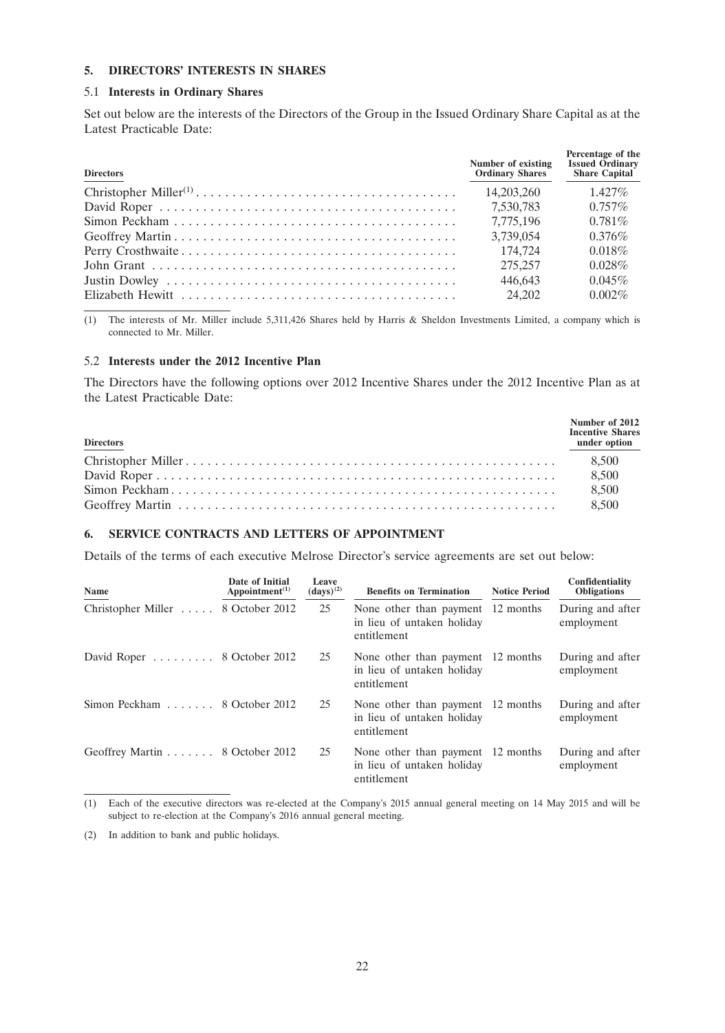## 5. DIRECTORS' INTERESTS IN SHARES

### 5.1 Interests in Ordinary Shares

Set out below are the interests of the Directors of the Group in the Issued Ordinary Share Capital as at the Latest Practicable Date:

| Directors | Number of existing Ordinary Shares | Percentage of the Issued Ordinary Share Capital |
|---|---|---|
| Christopher Miller[(1)] | 14,203,260 | 1.427% |
| David Roper | 7,530,783 | 0.757% |
| Simon Peckham | 7,775,196 | 0.781% |
| Geoffrey Martin | 3,739,054 | 0.376% |
| Perry Crosthwaite | 174,724 | 0.018% |
| John Grant | 275,257 | 0.028% |
| Justin Dowley | 446,643 | 0.045% |
| Elizabeth Hewitt | 24,202 | 0.002% |

(1) The interests of Mr. Miller include 5,311,426 Shares held by Harris & Sheldon Investments Limited, a company which is connected to Mr. Miller.

### 5.2 Interests under the 2012 Incentive Plan

The Directors have the following options over 2012 Incentive Shares under the 2012 Incentive Plan as at the Latest Practicable Date:

| Directors | Number of 2012 Incentive Shares under option |
|---|---|
| Christopher Miller | 8,500 |
| David Roper | 8,500 |
| Simon Peckham | 8,500 |
| Geoffrey Martin | 8,500 |

## 6. SERVICE CONTRACTS AND LETTERS OF APPOINTMENT

Details of the terms of each executive Melrose Director's service agreements are set out below:

| Name | Date of Initial Appointment[(1)] | Leave (days)[(2)] | Benefits on Termination | Notice Period | Confidentiality Obligations |
|---|---|---|---|---|---|
| Christopher Miller | 8 October 2012 | 25 | None other than payment in lieu of untaken holiday entitlement | 12 months | During and after employment |
| David Roper | 8 October 2012 | 25 | None other than payment in lieu of untaken holiday entitlement | 12 months | During and after employment |
| Simon Peckham | 8 October 2012 | 25 | None other than payment in lieu of untaken holiday entitlement | 12 months | During and after employment |
| Geoffrey Martin | 8 October 2012 | 25 | None other than payment in lieu of untaken holiday entitlement | 12 months | During and after employment |

(1) Each of the executive directors was re-elected at the Company's 2015 annual general meeting on 14 May 2015 and will be subject to re-election at the Company's 2016 annual general meeting.

(2) In addition to bank and public holidays.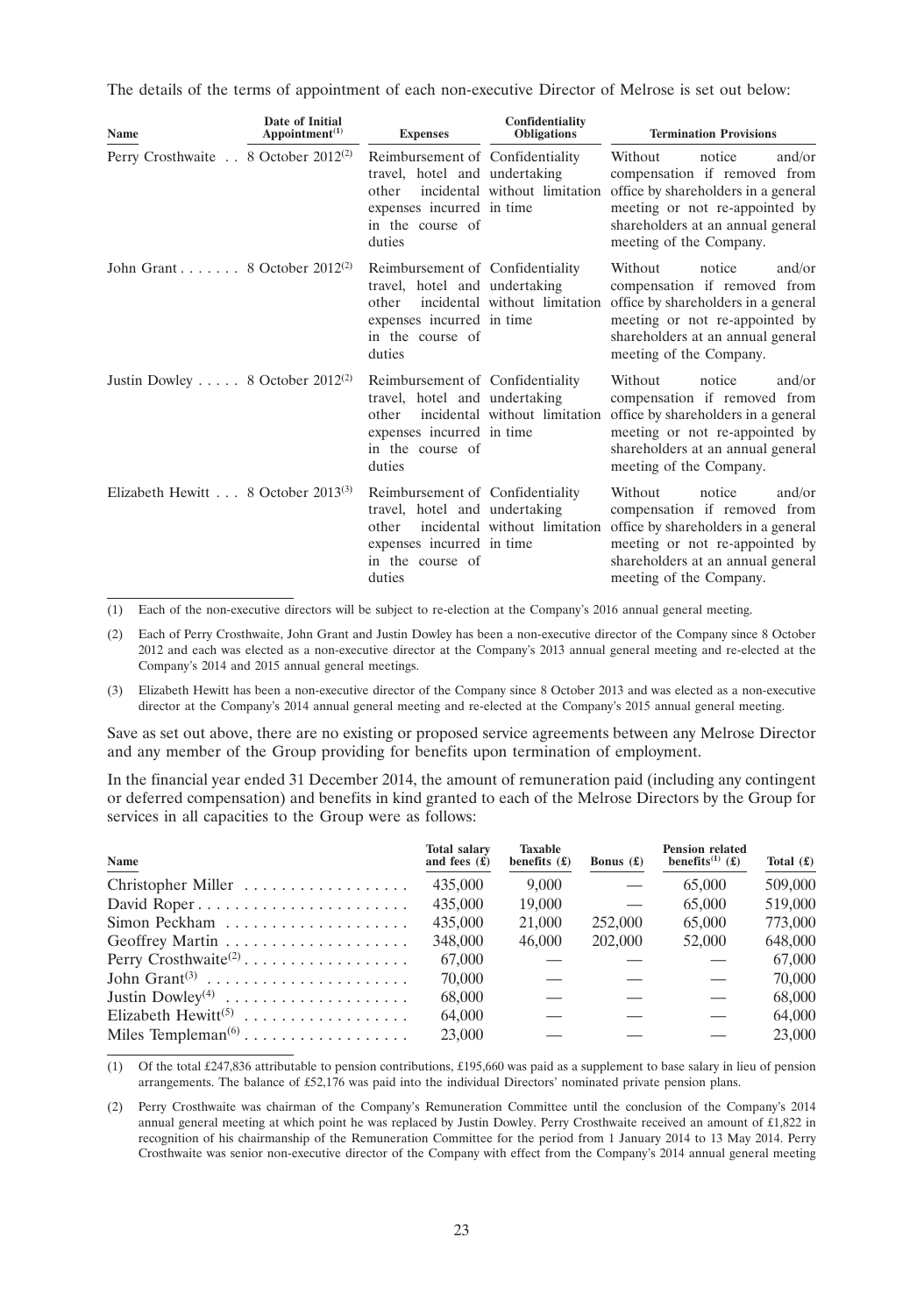The details of the terms of appointment of each non-executive Director of Melrose is set out below:

| Name | Date of Initial Appointment[(1)] | Expenses | Confidentiality Obligations | Termination Provisions |
|---|---|---|---|---|
| Perry Crosthwaite | 8 October 2012[(2)] | Reimbursement of travel, hotel and other incidental expenses incurred in the course of duties | Confidentiality undertaking without limitation in time | Without notice and/or compensation if removed from office by shareholders in a general meeting or not re-appointed by shareholders at an annual general meeting of the Company. |
| John Grant | 8 October 2012[(2)] | Reimbursement of travel, hotel and other incidental expenses incurred in the course of duties | Confidentiality undertaking without limitation in time | Without notice and/or compensation if removed from office by shareholders in a general meeting or not re-appointed by shareholders at an annual general meeting of the Company. |
| Justin Dowley | 8 October 2012[(2)] | Reimbursement of travel, hotel and other incidental expenses incurred in the course of duties | Confidentiality undertaking without limitation in time | Without notice and/or compensation if removed from office by shareholders in a general meeting or not re-appointed by shareholders at an annual general meeting of the Company. |
| Elizabeth Hewitt | 8 October 2013[(3)] | Reimbursement of travel, hotel and other incidental expenses incurred in the course of duties | Confidentiality undertaking without limitation in time | Without notice and/or compensation if removed from office by shareholders in a general meeting or not re-appointed by shareholders at an annual general meeting of the Company. |

(1) Each of the non-executive directors will be subject to re-election at the Company's 2016 annual general meeting.

(2) Each of Perry Crosthwaite, John Grant and Justin Dowley has been a non-executive director of the Company since 8 October 2012 and each was elected as a non-executive director at the Company's 2013 annual general meeting and re-elected at the Company's 2014 and 2015 annual general meetings.

(3) Elizabeth Hewitt has been a non-executive director of the Company since 8 October 2013 and was elected as a non-executive director at the Company's 2014 annual general meeting and re-elected at the Company's 2015 annual general meeting.

Save as set out above, there are no existing or proposed service agreements between any Melrose Director and any member of the Group providing for benefits upon termination of employment.

In the financial year ended 31 December 2014, the amount of remuneration paid (including any contingent or deferred compensation) and benefits in kind granted to each of the Melrose Directors by the Group for services in all capacities to the Group were as follows:

| Name | Total salary and fees (£) | Taxable benefits (£) | Bonus (£) | Pension related benefits[(1)] (£) | Total (£) |
|---|---|---|---|---|---|
| Christopher Miller | 435,000 | 9,000 | — | 65,000 | 509,000 |
| David Roper | 435,000 | 19,000 | — | 65,000 | 519,000 |
| Simon Peckham | 435,000 | 21,000 | 252,000 | 65,000 | 773,000 |
| Geoffrey Martin | 348,000 | 46,000 | 202,000 | 52,000 | 648,000 |
| Perry Crosthwaite[(2)] | 67,000 | — | — | — | 67,000 |
| John Grant[(3)] | 70,000 | — | — | — | 70,000 |
| Justin Dowley[(4)] | 68,000 | — | — | — | 68,000 |
| Elizabeth Hewitt[(5)] | 64,000 | — | — | — | 64,000 |
| Miles Templeman[(6)] | 23,000 | — | — | — | 23,000 |

(1) Of the total £247,836 attributable to pension contributions, £195,660 was paid as a supplement to base salary in lieu of pension arrangements. The balance of £52,176 was paid into the individual Directors' nominated private pension plans.

(2) Perry Crosthwaite was chairman of the Company's Remuneration Committee until the conclusion of the Company's 2014 annual general meeting at which point he was replaced by Justin Dowley. Perry Crosthwaite received an amount of £1,822 in recognition of his chairmanship of the Remuneration Committee for the period from 1 January 2014 to 13 May 2014. Perry Crosthwaite was senior non-executive director of the Company with effect from the Company's 2014 annual general meeting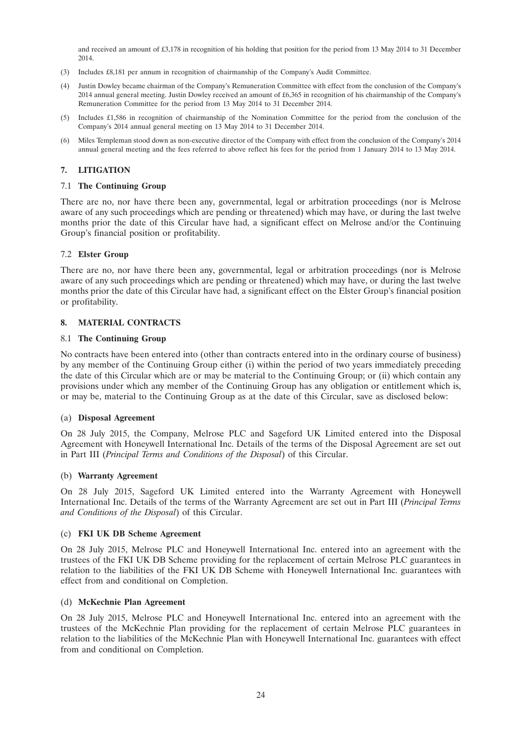and received an amount of £3,178 in recognition of his holding that position for the period from 13 May 2014 to 31 December 2014.

(3) Includes £8,181 per annum in recognition of chairmanship of the Company's Audit Committee.

(4) Justin Dowley became chairman of the Company's Remuneration Committee with effect from the conclusion of the Company's 2014 annual general meeting. Justin Dowley received an amount of £6,365 in recognition of his chairmanship of the Company's Remuneration Committee for the period from 13 May 2014 to 31 December 2014.

(5) Includes £1,586 in recognition of chairmanship of the Nomination Committee for the period from the conclusion of the Company's 2014 annual general meeting on 13 May 2014 to 31 December 2014.

(6) Miles Templeman stood down as non-executive director of the Company with effect from the conclusion of the Company's 2014 annual general meeting and the fees referred to above reflect his fees for the period from 1 January 2014 to 13 May 2014.

## 7. LITIGATION

### 7.1 The Continuing Group

There are no, nor have there been any, governmental, legal or arbitration proceedings (nor is Melrose aware of any such proceedings which are pending or threatened) which may have, or during the last twelve months prior the date of this Circular have had, a significant effect on Melrose and/or the Continuing Group's financial position or profitability.

### 7.2 Elster Group

There are no, nor have there been any, governmental, legal or arbitration proceedings (nor is Melrose aware of any such proceedings which are pending or threatened) which may have, or during the last twelve months prior the date of this Circular have had, a significant effect on the Elster Group's financial position or profitability.

## 8. MATERIAL CONTRACTS

### 8.1 The Continuing Group

No contracts have been entered into (other than contracts entered into in the ordinary course of business) by any member of the Continuing Group either (i) within the period of two years immediately preceding the date of this Circular which are or may be material to the Continuing Group; or (ii) which contain any provisions under which any member of the Continuing Group has any obligation or entitlement which is, or may be, material to the Continuing Group as at the date of this Circular, save as disclosed below:

#### (a) Disposal Agreement

On 28 July 2015, the Company, Melrose PLC and Sageford UK Limited entered into the Disposal Agreement with Honeywell International Inc. Details of the terms of the Disposal Agreement are set out in Part III (*Principal Terms and Conditions of the Disposal*) of this Circular.

#### (b) Warranty Agreement

On 28 July 2015, Sageford UK Limited entered into the Warranty Agreement with Honeywell International Inc. Details of the terms of the Warranty Agreement are set out in Part III (*Principal Terms and Conditions of the Disposal*) of this Circular.

#### (c) FKI UK DB Scheme Agreement

On 28 July 2015, Melrose PLC and Honeywell International Inc. entered into an agreement with the trustees of the FKI UK DB Scheme providing for the replacement of certain Melrose PLC guarantees in relation to the liabilities of the FKI UK DB Scheme with Honeywell International Inc. guarantees with effect from and conditional on Completion.

#### (d) McKechnie Plan Agreement

On 28 July 2015, Melrose PLC and Honeywell International Inc. entered into an agreement with the trustees of the McKechnie Plan providing for the replacement of certain Melrose PLC guarantees in relation to the liabilities of the McKechnie Plan with Honeywell International Inc. guarantees with effect from and conditional on Completion.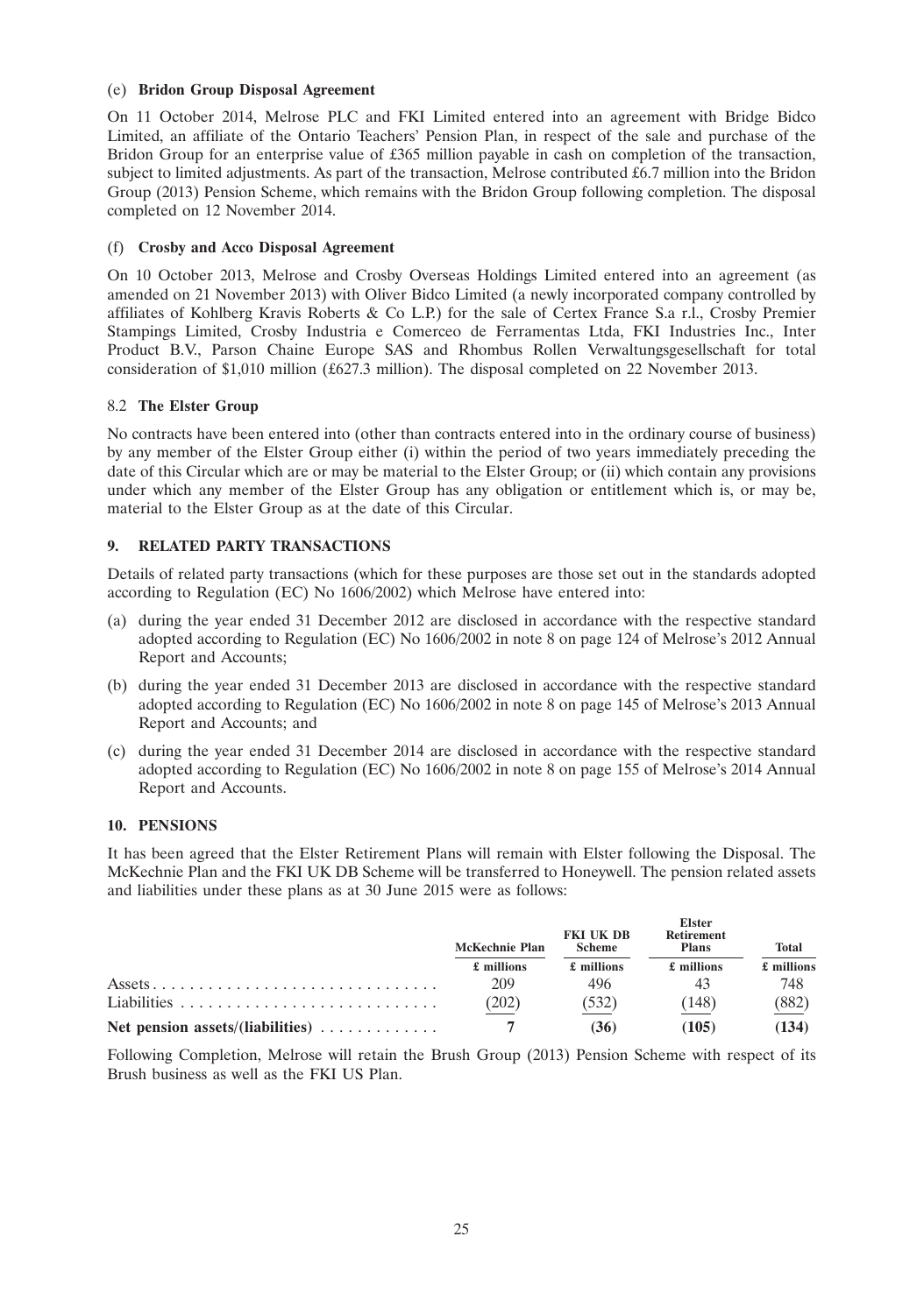(e) **Bridon Group Disposal Agreement**

On 11 October 2014, Melrose PLC and FKI Limited entered into an agreement with Bridge Bidco Limited, an affiliate of the Ontario Teachers' Pension Plan, in respect of the sale and purchase of the Bridon Group for an enterprise value of £365 million payable in cash on completion of the transaction, subject to limited adjustments. As part of the transaction, Melrose contributed £6.7 million into the Bridon Group (2013) Pension Scheme, which remains with the Bridon Group following completion. The disposal completed on 12 November 2014.

(f) **Crosby and Acco Disposal Agreement**

On 10 October 2013, Melrose and Crosby Overseas Holdings Limited entered into an agreement (as amended on 21 November 2013) with Oliver Bidco Limited (a newly incorporated company controlled by affiliates of Kohlberg Kravis Roberts & Co L.P.) for the sale of Certex France S.a r.l., Crosby Premier Stampings Limited, Crosby Industria e Comerceo de Ferramentas Ltda, FKI Industries Inc., Inter Product B.V., Parson Chaine Europe SAS and Rhombus Rollen Verwaltungsgesellschaft for total consideration of $1,010 million (£627.3 million). The disposal completed on 22 November 2013.

### 8.2 The Elster Group

No contracts have been entered into (other than contracts entered into in the ordinary course of business) by any member of the Elster Group either (i) within the period of two years immediately preceding the date of this Circular which are or may be material to the Elster Group; or (ii) which contain any provisions under which any member of the Elster Group has any obligation or entitlement which is, or may be, material to the Elster Group as at the date of this Circular.

## 9. RELATED PARTY TRANSACTIONS

Details of related party transactions (which for these purposes are those set out in the standards adopted according to Regulation (EC) No 1606/2002) which Melrose have entered into:

(a) during the year ended 31 December 2012 are disclosed in accordance with the respective standard adopted according to Regulation (EC) No 1606/2002 in note 8 on page 124 of Melrose's 2012 Annual Report and Accounts;

(b) during the year ended 31 December 2013 are disclosed in accordance with the respective standard adopted according to Regulation (EC) No 1606/2002 in note 8 on page 145 of Melrose's 2013 Annual Report and Accounts; and

(c) during the year ended 31 December 2014 are disclosed in accordance with the respective standard adopted according to Regulation (EC) No 1606/2002 in note 8 on page 155 of Melrose's 2014 Annual Report and Accounts.

## 10. PENSIONS

It has been agreed that the Elster Retirement Plans will remain with Elster following the Disposal. The McKechnie Plan and the FKI UK DB Scheme will be transferred to Honeywell. The pension related assets and liabilities under these plans as at 30 June 2015 were as follows:

| | McKechnie Plan | FKI UK DB Scheme | Elster Retirement Plans | Total |
|---|---|---|---|---|
| | £ millions | £ millions | £ millions | £ millions |
| Assets | 209 | 496 | 43 | 748 |
| Liabilities | (202) | (532) | (148) | (882) |
| **Net pension assets/(liabilities)** | **7** | **(36)** | **(105)** | **(134)** |

Following Completion, Melrose will retain the Brush Group (2013) Pension Scheme with respect of its Brush business as well as the FKI US Plan.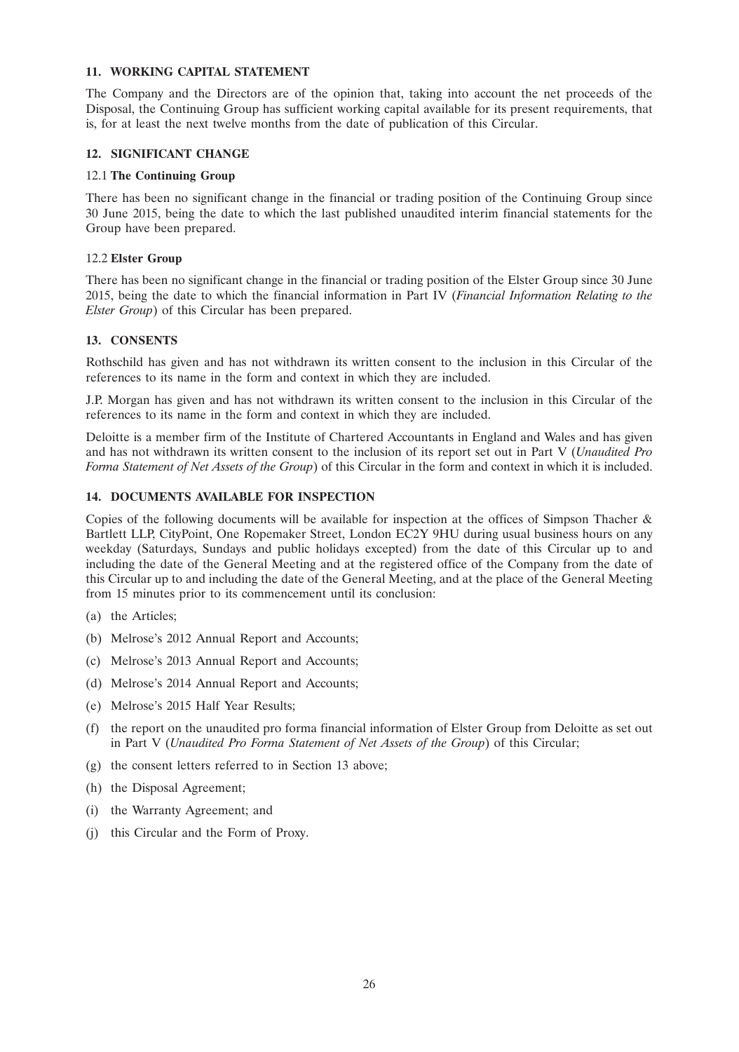## 11. WORKING CAPITAL STATEMENT

The Company and the Directors are of the opinion that, taking into account the net proceeds of the Disposal, the Continuing Group has sufficient working capital available for its present requirements, that is, for at least the next twelve months from the date of publication of this Circular.

## 12. SIGNIFICANT CHANGE

### 12.1 The Continuing Group

There has been no significant change in the financial or trading position of the Continuing Group since 30 June 2015, being the date to which the last published unaudited interim financial statements for the Group have been prepared.

### 12.2 Elster Group

There has been no significant change in the financial or trading position of the Elster Group since 30 June 2015, being the date to which the financial information in Part IV (*Financial Information Relating to the Elster Group*) of this Circular has been prepared.

## 13. CONSENTS

Rothschild has given and has not withdrawn its written consent to the inclusion in this Circular of the references to its name in the form and context in which they are included.

J.P. Morgan has given and has not withdrawn its written consent to the inclusion in this Circular of the references to its name in the form and context in which they are included.

Deloitte is a member firm of the Institute of Chartered Accountants in England and Wales and has given and has not withdrawn its written consent to the inclusion of its report set out in Part V (*Unaudited Pro Forma Statement of Net Assets of the Group*) of this Circular in the form and context in which it is included.

## 14. DOCUMENTS AVAILABLE FOR INSPECTION

Copies of the following documents will be available for inspection at the offices of Simpson Thacher & Bartlett LLP, CityPoint, One Ropemaker Street, London EC2Y 9HU during usual business hours on any weekday (Saturdays, Sundays and public holidays excepted) from the date of this Circular up to and including the date of the General Meeting and at the registered office of the Company from the date of this Circular up to and including the date of the General Meeting, and at the place of the General Meeting from 15 minutes prior to its commencement until its conclusion:

(a) the Articles;

(b) Melrose's 2012 Annual Report and Accounts;

(c) Melrose's 2013 Annual Report and Accounts;

(d) Melrose's 2014 Annual Report and Accounts;

(e) Melrose's 2015 Half Year Results;

(f) the report on the unaudited pro forma financial information of Elster Group from Deloitte as set out in Part V (*Unaudited Pro Forma Statement of Net Assets of the Group*) of this Circular;

(g) the consent letters referred to in Section 13 above;

(h) the Disposal Agreement;

(i) the Warranty Agreement; and

(j) this Circular and the Form of Proxy.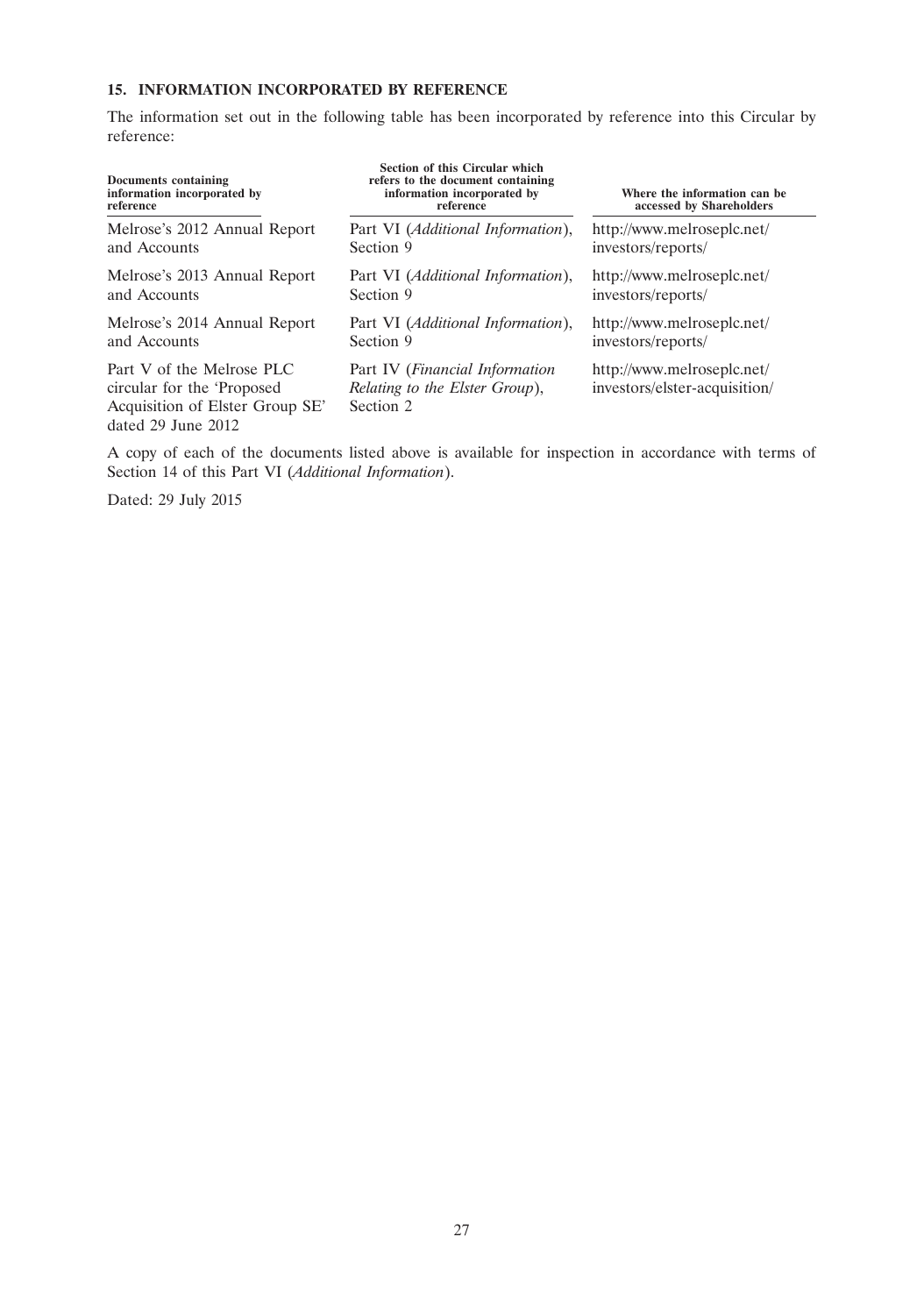## 15. INFORMATION INCORPORATED BY REFERENCE

The information set out in the following table has been incorporated by reference into this Circular by reference:

| Documents containing information incorporated by reference | Section of this Circular which refers to the document containing information incorporated by reference | Where the information can be accessed by Shareholders |
|---|---|---|
| Melrose's 2012 Annual Report and Accounts | Part VI (*Additional Information*), Section 9 | http://www.melroseplc.net/investors/reports/ |
| Melrose's 2013 Annual Report and Accounts | Part VI (*Additional Information*), Section 9 | http://www.melroseplc.net/investors/reports/ |
| Melrose's 2014 Annual Report and Accounts | Part VI (*Additional Information*), Section 9 | http://www.melroseplc.net/investors/reports/ |
| Part V of the Melrose PLC circular for the 'Proposed Acquisition of Elster Group SE' dated 29 June 2012 | Part IV (*Financial Information Relating to the Elster Group*), Section 2 | http://www.melroseplc.net/investors/elster-acquisition/ |

A copy of each of the documents listed above is available for inspection in accordance with terms of Section 14 of this Part VI (*Additional Information*).

Dated: 29 July 2015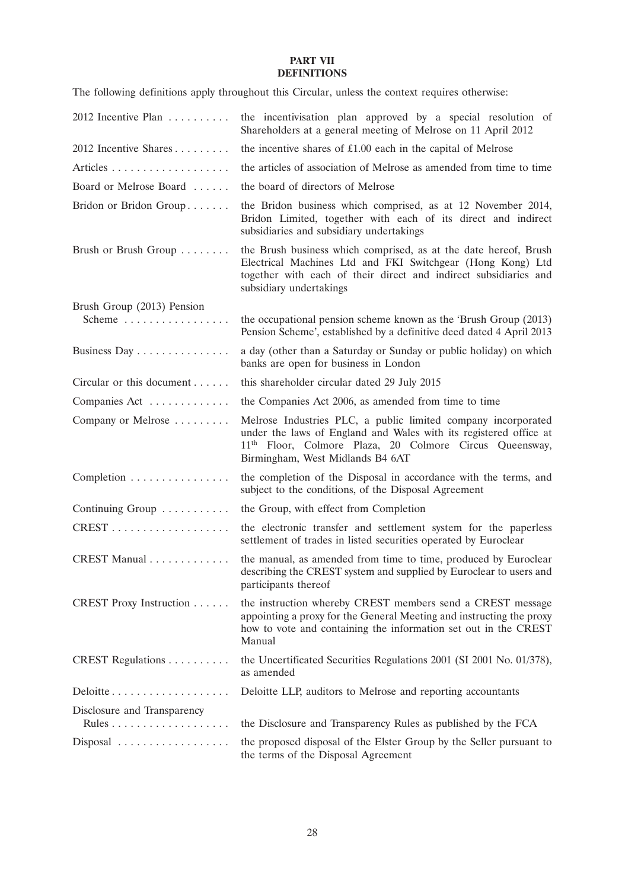# PART VII
# DEFINITIONS

The following definitions apply throughout this Circular, unless the context requires otherwise:

| | |
|---|---|
| 2012 Incentive Plan | the incentivisation plan approved by a special resolution of Shareholders at a general meeting of Melrose on 11 April 2012 |
| 2012 Incentive Shares | the incentive shares of £1.00 each in the capital of Melrose |
| Articles | the articles of association of Melrose as amended from time to time |
| Board or Melrose Board | the board of directors of Melrose |
| Bridon or Bridon Group | the Bridon business which comprised, as at 12 November 2014, Bridon Limited, together with each of its direct and indirect subsidiaries and subsidiary undertakings |
| Brush or Brush Group | the Brush business which comprised, as at the date hereof, Brush Electrical Machines Ltd and FKI Switchgear (Hong Kong) Ltd together with each of their direct and indirect subsidiaries and subsidiary undertakings |
| Brush Group (2013) Pension Scheme | the occupational pension scheme known as the 'Brush Group (2013) Pension Scheme', established by a definitive deed dated 4 April 2013 |
| Business Day | a day (other than a Saturday or Sunday or public holiday) on which banks are open for business in London |
| Circular or this document | this shareholder circular dated 29 July 2015 |
| Companies Act | the Companies Act 2006, as amended from time to time |
| Company or Melrose | Melrose Industries PLC, a public limited company incorporated under the laws of England and Wales with its registered office at 11th Floor, Colmore Plaza, 20 Colmore Circus Queensway, Birmingham, West Midlands B4 6AT |
| Completion | the completion of the Disposal in accordance with the terms, and subject to the conditions, of the Disposal Agreement |
| Continuing Group | the Group, with effect from Completion |
| CREST | the electronic transfer and settlement system for the paperless settlement of trades in listed securities operated by Euroclear |
| CREST Manual | the manual, as amended from time to time, produced by Euroclear describing the CREST system and supplied by Euroclear to users and participants thereof |
| CREST Proxy Instruction | the instruction whereby CREST members send a CREST message appointing a proxy for the General Meeting and instructing the proxy how to vote and containing the information set out in the CREST Manual |
| CREST Regulations | the Uncertificated Securities Regulations 2001 (SI 2001 No. 01/378), as amended |
| Deloitte | Deloitte LLP, auditors to Melrose and reporting accountants |
| Disclosure and Transparency Rules | the Disclosure and Transparency Rules as published by the FCA |
| Disposal | the proposed disposal of the Elster Group by the Seller pursuant to the terms of the Disposal Agreement |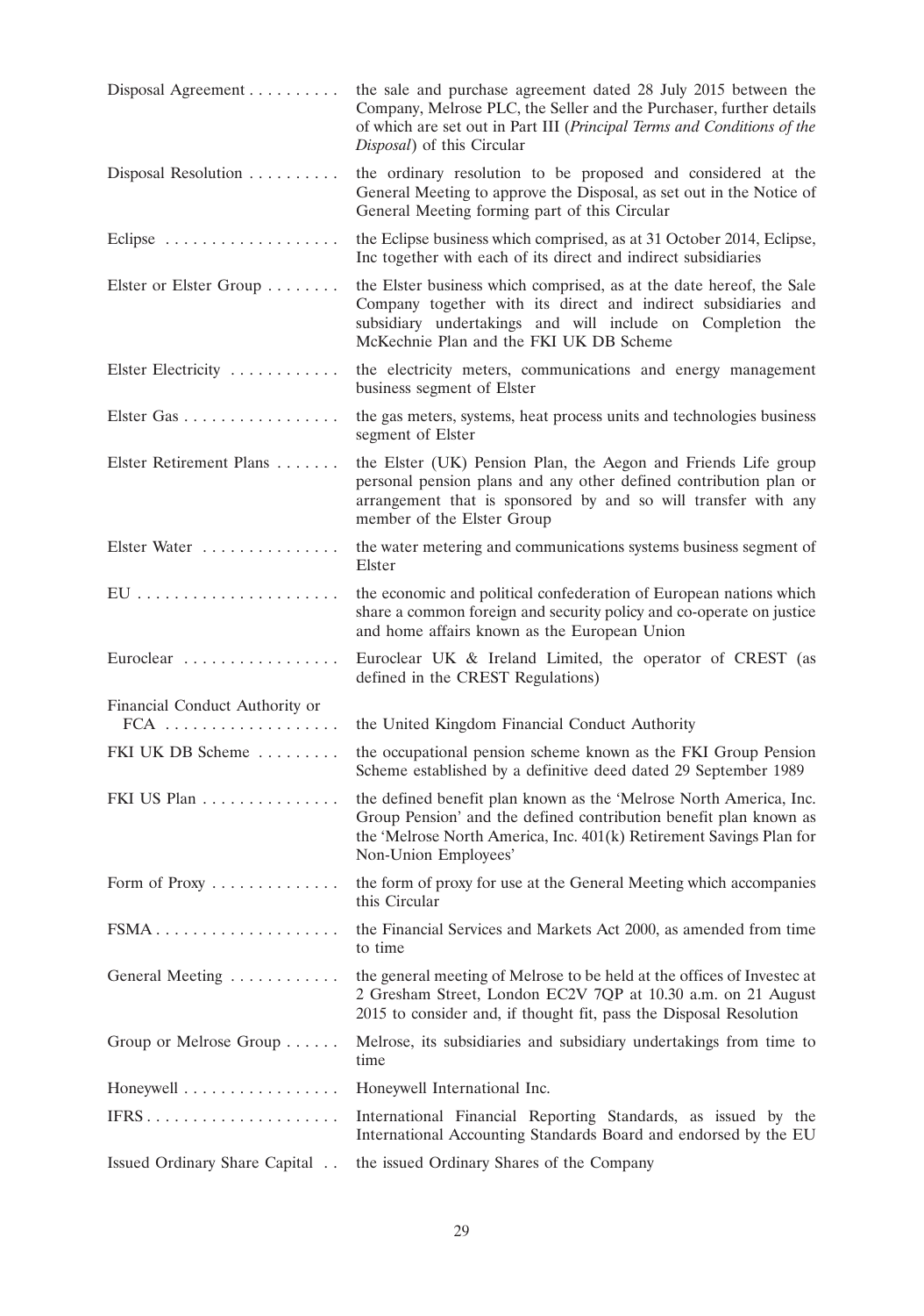| | |
|---|---|
| Disposal Agreement | the sale and purchase agreement dated 28 July 2015 between the Company, Melrose PLC, the Seller and the Purchaser, further details of which are set out in Part III (*Principal Terms and Conditions of the Disposal*) of this Circular |
| Disposal Resolution | the ordinary resolution to be proposed and considered at the General Meeting to approve the Disposal, as set out in the Notice of General Meeting forming part of this Circular |
| Eclipse | the Eclipse business which comprised, as at 31 October 2014, Eclipse, Inc together with each of its direct and indirect subsidiaries |
| Elster or Elster Group | the Elster business which comprised, as at the date hereof, the Sale Company together with its direct and indirect subsidiaries and subsidiary undertakings and will include on Completion the McKechnie Plan and the FKI UK DB Scheme |
| Elster Electricity | the electricity meters, communications and energy management business segment of Elster |
| Elster Gas | the gas meters, systems, heat process units and technologies business segment of Elster |
| Elster Retirement Plans | the Elster (UK) Pension Plan, the Aegon and Friends Life group personal pension plans and any other defined contribution plan or arrangement that is sponsored by and so will transfer with any member of the Elster Group |
| Elster Water | the water metering and communications systems business segment of Elster |
| EU | the economic and political confederation of European nations which share a common foreign and security policy and co-operate on justice and home affairs known as the European Union |
| Euroclear | Euroclear UK & Ireland Limited, the operator of CREST (as defined in the CREST Regulations) |
| Financial Conduct Authority or FCA | the United Kingdom Financial Conduct Authority |
| FKI UK DB Scheme | the occupational pension scheme known as the FKI Group Pension Scheme established by a definitive deed dated 29 September 1989 |
| FKI US Plan | the defined benefit plan known as the 'Melrose North America, Inc. Group Pension' and the defined contribution benefit plan known as the 'Melrose North America, Inc. 401(k) Retirement Savings Plan for Non-Union Employees' |
| Form of Proxy | the form of proxy for use at the General Meeting which accompanies this Circular |
| FSMA | the Financial Services and Markets Act 2000, as amended from time to time |
| General Meeting | the general meeting of Melrose to be held at the offices of Investec at 2 Gresham Street, London EC2V 7QP at 10.30 a.m. on 21 August 2015 to consider and, if thought fit, pass the Disposal Resolution |
| Group or Melrose Group | Melrose, its subsidiaries and subsidiary undertakings from time to time |
| Honeywell | Honeywell International Inc. |
| IFRS | International Financial Reporting Standards, as issued by the International Accounting Standards Board and endorsed by the EU |
| Issued Ordinary Share Capital | the issued Ordinary Shares of the Company |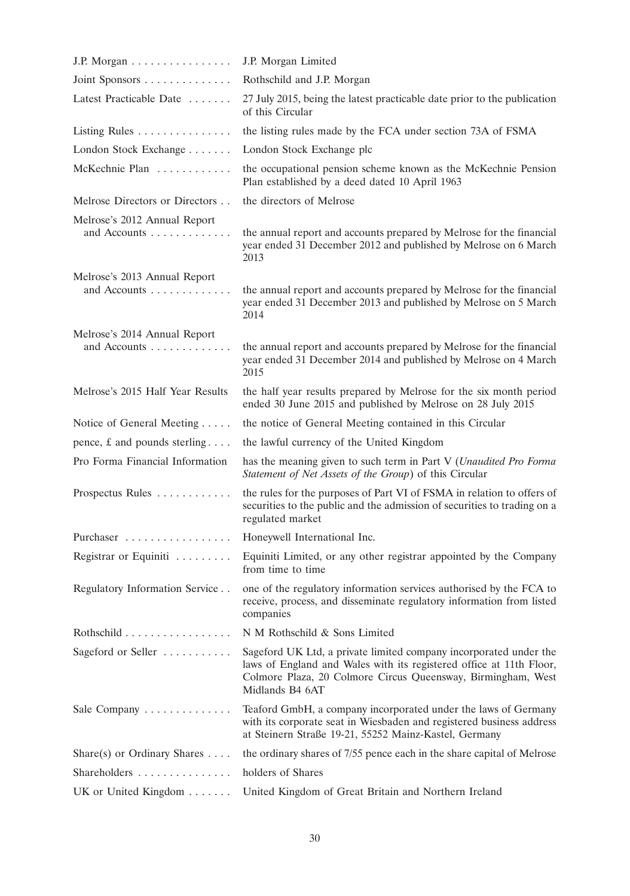| | |
|---|---|
| J.P. Morgan | J.P. Morgan Limited |
| Joint Sponsors | Rothschild and J.P. Morgan |
| Latest Practicable Date | 27 July 2015, being the latest practicable date prior to the publication of this Circular |
| Listing Rules | the listing rules made by the FCA under section 73A of FSMA |
| London Stock Exchange | London Stock Exchange plc |
| McKechnie Plan | the occupational pension scheme known as the McKechnie Pension Plan established by a deed dated 10 April 1963 |
| Melrose Directors or Directors | the directors of Melrose |
| Melrose's 2012 Annual Report and Accounts | the annual report and accounts prepared by Melrose for the financial year ended 31 December 2012 and published by Melrose on 6 March 2013 |
| Melrose's 2013 Annual Report and Accounts | the annual report and accounts prepared by Melrose for the financial year ended 31 December 2013 and published by Melrose on 5 March 2014 |
| Melrose's 2014 Annual Report and Accounts | the annual report and accounts prepared by Melrose for the financial year ended 31 December 2014 and published by Melrose on 4 March 2015 |
| Melrose's 2015 Half Year Results | the half year results prepared by Melrose for the six month period ended 30 June 2015 and published by Melrose on 28 July 2015 |
| Notice of General Meeting | the notice of General Meeting contained in this Circular |
| pence, £ and pounds sterling | the lawful currency of the United Kingdom |
| Pro Forma Financial Information | has the meaning given to such term in Part V (*Unaudited Pro Forma Statement of Net Assets of the Group*) of this Circular |
| Prospectus Rules | the rules for the purposes of Part VI of FSMA in relation to offers of securities to the public and the admission of securities to trading on a regulated market |
| Purchaser | Honeywell International Inc. |
| Registrar or Equiniti | Equiniti Limited, or any other registrar appointed by the Company from time to time |
| Regulatory Information Service | one of the regulatory information services authorised by the FCA to receive, process, and disseminate regulatory information from listed companies |
| Rothschild | N M Rothschild & Sons Limited |
| Sageford or Seller | Sageford UK Ltd, a private limited company incorporated under the laws of England and Wales with its registered office at 11th Floor, Colmore Plaza, 20 Colmore Circus Queensway, Birmingham, West Midlands B4 6AT |
| Sale Company | Teaford GmbH, a company incorporated under the laws of Germany with its corporate seat in Wiesbaden and registered business address at Steinern Straße 19-21, 55252 Mainz-Kastel, Germany |
| Share(s) or Ordinary Shares | the ordinary shares of 7/55 pence each in the share capital of Melrose |
| Shareholders | holders of Shares |
| UK or United Kingdom | United Kingdom of Great Britain and Northern Ireland |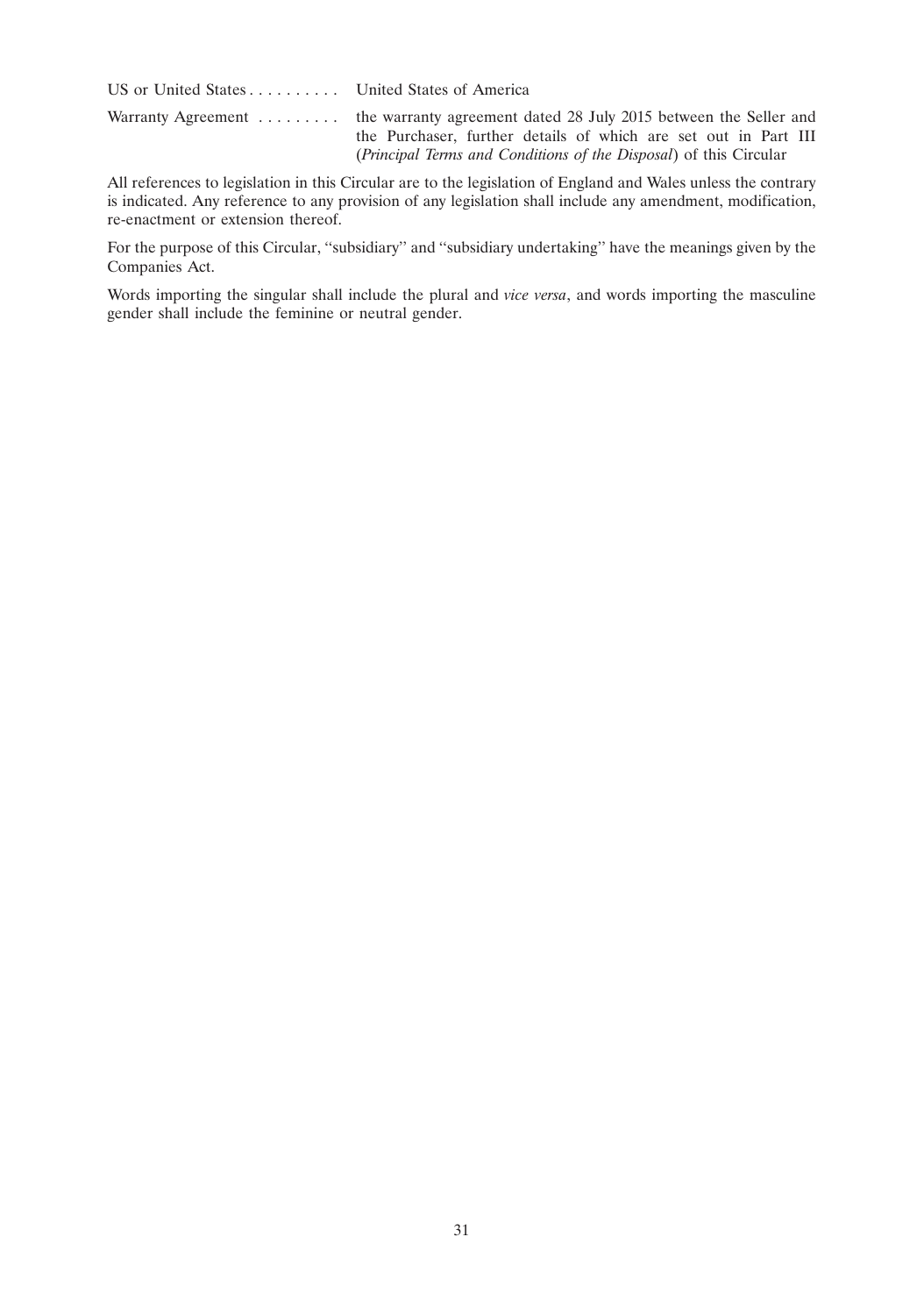| | |
|---|---|
| US or United States . . . . . . . . . . | United States of America |
| Warranty Agreement . . . . . . . . . | the warranty agreement dated 28 July 2015 between the Seller and the Purchaser, further details of which are set out in Part III (*Principal Terms and Conditions of the Disposal*) of this Circular |

All references to legislation in this Circular are to the legislation of England and Wales unless the contrary is indicated. Any reference to any provision of any legislation shall include any amendment, modification, re-enactment or extension thereof.

For the purpose of this Circular, ''subsidiary'' and ''subsidiary undertaking'' have the meanings given by the Companies Act.

Words importing the singular shall include the plural and *vice versa*, and words importing the masculine gender shall include the feminine or neutral gender.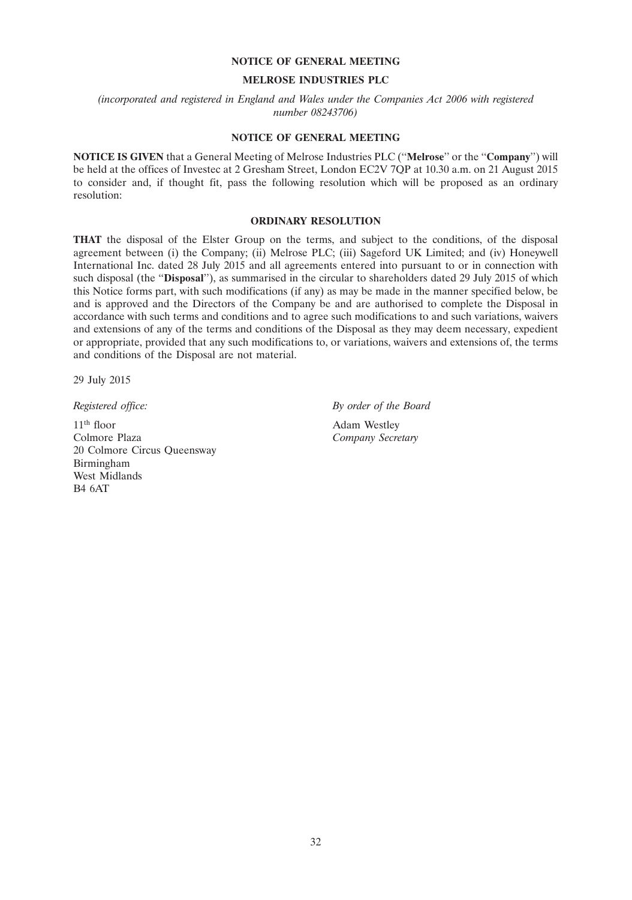# NOTICE OF GENERAL MEETING

## MELROSE INDUSTRIES PLC

*(incorporated and registered in England and Wales under the Companies Act 2006 with registered number 08243706)*

## NOTICE OF GENERAL MEETING

**NOTICE IS GIVEN** that a General Meeting of Melrose Industries PLC ("**Melrose**" or the "**Company**") will be held at the offices of Investec at 2 Gresham Street, London EC2V 7QP at 10.30 a.m. on 21 August 2015 to consider and, if thought fit, pass the following resolution which will be proposed as an ordinary resolution:

## ORDINARY RESOLUTION

**THAT** the disposal of the Elster Group on the terms, and subject to the conditions, of the disposal agreement between (i) the Company; (ii) Melrose PLC; (iii) Sageford UK Limited; and (iv) Honeywell International Inc. dated 28 July 2015 and all agreements entered into pursuant to or in connection with such disposal (the "**Disposal**"), as summarised in the circular to shareholders dated 29 July 2015 of which this Notice forms part, with such modifications (if any) as may be made in the manner specified below, be and is approved and the Directors of the Company be and are authorised to complete the Disposal in accordance with such terms and conditions and to agree such modifications to and such variations, waivers and extensions of any of the terms and conditions of the Disposal as they may deem necessary, expedient or appropriate, provided that any such modifications to, or variations, waivers and extensions of, the terms and conditions of the Disposal are not material.

29 July 2015

*Registered office:*

11th floor
Colmore Plaza
20 Colmore Circus Queensway
Birmingham
West Midlands
B4 6AT

*By order of the Board*

Adam Westley
*Company Secretary*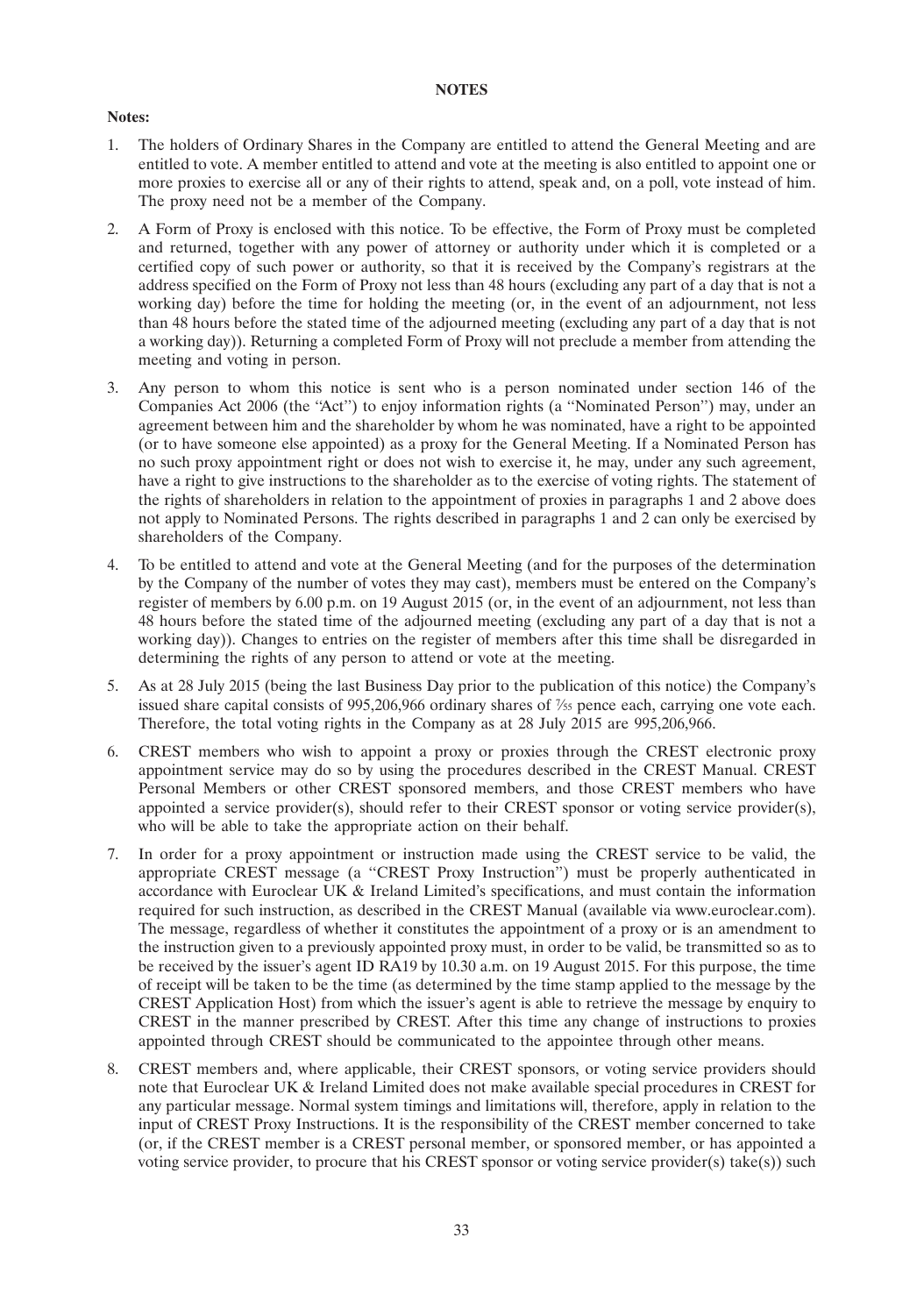**NOTES**

**Notes:**

1. The holders of Ordinary Shares in the Company are entitled to attend the General Meeting and are entitled to vote. A member entitled to attend and vote at the meeting is also entitled to appoint one or more proxies to exercise all or any of their rights to attend, speak and, on a poll, vote instead of him. The proxy need not be a member of the Company.

2. A Form of Proxy is enclosed with this notice. To be effective, the Form of Proxy must be completed and returned, together with any power of attorney or authority under which it is completed or a certified copy of such power or authority, so that it is received by the Company's registrars at the address specified on the Form of Proxy not less than 48 hours (excluding any part of a day that is not a working day) before the time for holding the meeting (or, in the event of an adjournment, not less than 48 hours before the stated time of the adjourned meeting (excluding any part of a day that is not a working day)). Returning a completed Form of Proxy will not preclude a member from attending the meeting and voting in person.

3. Any person to whom this notice is sent who is a person nominated under section 146 of the Companies Act 2006 (the "Act") to enjoy information rights (a "Nominated Person") may, under an agreement between him and the shareholder by whom he was nominated, have a right to be appointed (or to have someone else appointed) as a proxy for the General Meeting. If a Nominated Person has no such proxy appointment right or does not wish to exercise it, he may, under any such agreement, have a right to give instructions to the shareholder as to the exercise of voting rights. The statement of the rights of shareholders in relation to the appointment of proxies in paragraphs 1 and 2 above does not apply to Nominated Persons. The rights described in paragraphs 1 and 2 can only be exercised by shareholders of the Company.

4. To be entitled to attend and vote at the General Meeting (and for the purposes of the determination by the Company of the number of votes they may cast), members must be entered on the Company's register of members by 6.00 p.m. on 19 August 2015 (or, in the event of an adjournment, not less than 48 hours before the stated time of the adjourned meeting (excluding any part of a day that is not a working day)). Changes to entries on the register of members after this time shall be disregarded in determining the rights of any person to attend or vote at the meeting.

5. As at 28 July 2015 (being the last Business Day prior to the publication of this notice) the Company's issued share capital consists of 995,206,966 ordinary shares of 7⁄55 pence each, carrying one vote each. Therefore, the total voting rights in the Company as at 28 July 2015 are 995,206,966.

6. CREST members who wish to appoint a proxy or proxies through the CREST electronic proxy appointment service may do so by using the procedures described in the CREST Manual. CREST Personal Members or other CREST sponsored members, and those CREST members who have appointed a service provider(s), should refer to their CREST sponsor or voting service provider(s), who will be able to take the appropriate action on their behalf.

7. In order for a proxy appointment or instruction made using the CREST service to be valid, the appropriate CREST message (a "CREST Proxy Instruction") must be properly authenticated in accordance with Euroclear UK & Ireland Limited's specifications, and must contain the information required for such instruction, as described in the CREST Manual (available via www.euroclear.com). The message, regardless of whether it constitutes the appointment of a proxy or is an amendment to the instruction given to a previously appointed proxy must, in order to be valid, be transmitted so as to be received by the issuer's agent ID RA19 by 10.30 a.m. on 19 August 2015. For this purpose, the time of receipt will be taken to be the time (as determined by the time stamp applied to the message by the CREST Application Host) from which the issuer's agent is able to retrieve the message by enquiry to CREST in the manner prescribed by CREST. After this time any change of instructions to proxies appointed through CREST should be communicated to the appointee through other means.

8. CREST members and, where applicable, their CREST sponsors, or voting service providers should note that Euroclear UK & Ireland Limited does not make available special procedures in CREST for any particular message. Normal system timings and limitations will, therefore, apply in relation to the input of CREST Proxy Instructions. It is the responsibility of the CREST member concerned to take (or, if the CREST member is a CREST personal member, or sponsored member, or has appointed a voting service provider, to procure that his CREST sponsor or voting service provider(s) take(s)) such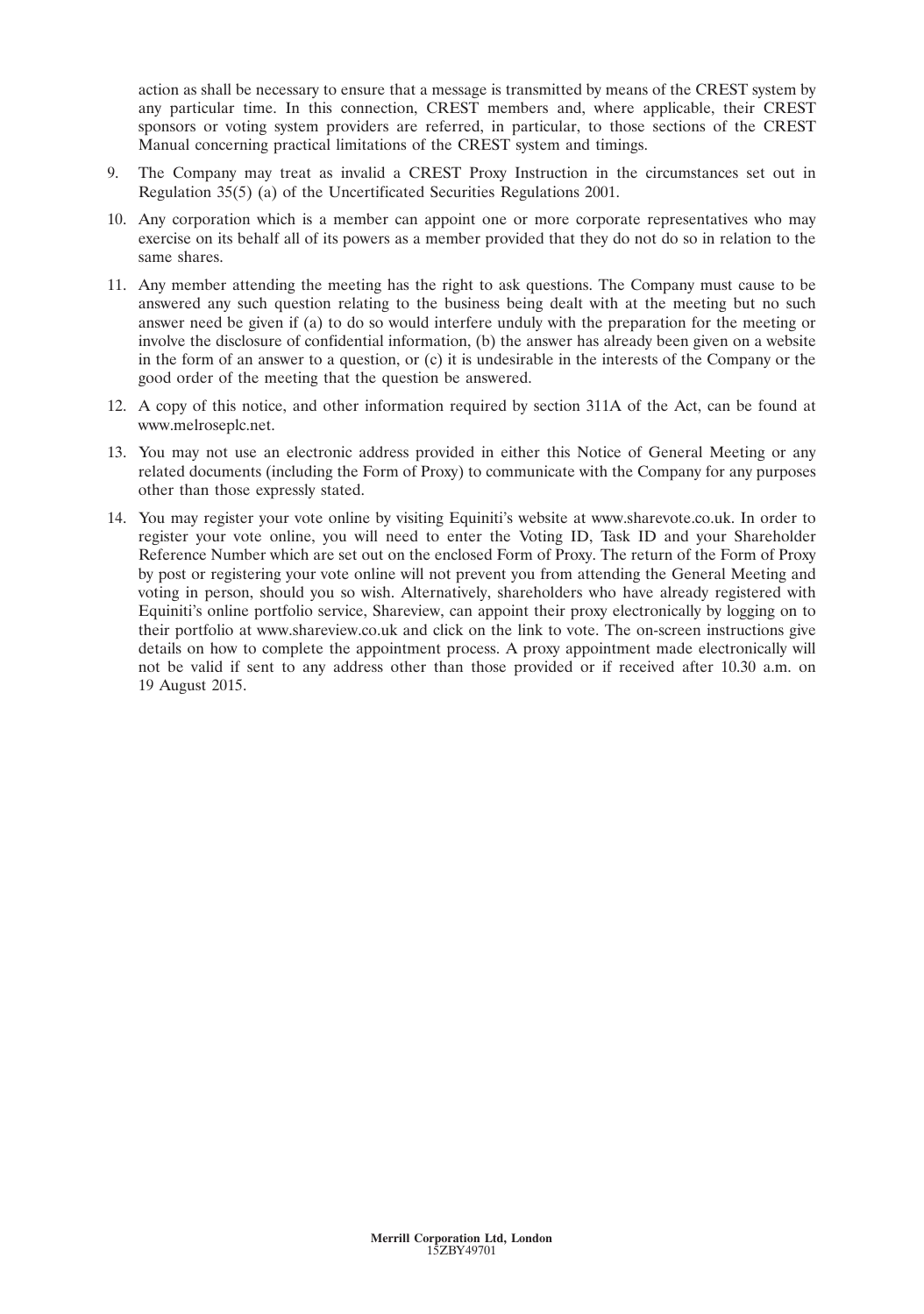action as shall be necessary to ensure that a message is transmitted by means of the CREST system by any particular time. In this connection, CREST members and, where applicable, their CREST sponsors or voting system providers are referred, in particular, to those sections of the CREST Manual concerning practical limitations of the CREST system and timings.

9. The Company may treat as invalid a CREST Proxy Instruction in the circumstances set out in Regulation 35(5) (a) of the Uncertificated Securities Regulations 2001.

10. Any corporation which is a member can appoint one or more corporate representatives who may exercise on its behalf all of its powers as a member provided that they do not do so in relation to the same shares.

11. Any member attending the meeting has the right to ask questions. The Company must cause to be answered any such question relating to the business being dealt with at the meeting but no such answer need be given if (a) to do so would interfere unduly with the preparation for the meeting or involve the disclosure of confidential information, (b) the answer has already been given on a website in the form of an answer to a question, or (c) it is undesirable in the interests of the Company or the good order of the meeting that the question be answered.

12. A copy of this notice, and other information required by section 311A of the Act, can be found at www.melroseplc.net.

13. You may not use an electronic address provided in either this Notice of General Meeting or any related documents (including the Form of Proxy) to communicate with the Company for any purposes other than those expressly stated.

14. You may register your vote online by visiting Equiniti's website at www.sharevote.co.uk. In order to register your vote online, you will need to enter the Voting ID, Task ID and your Shareholder Reference Number which are set out on the enclosed Form of Proxy. The return of the Form of Proxy by post or registering your vote online will not prevent you from attending the General Meeting and voting in person, should you so wish. Alternatively, shareholders who have already registered with Equiniti's online portfolio service, Shareview, can appoint their proxy electronically by logging on to their portfolio at www.shareview.co.uk and click on the link to vote. The on-screen instructions give details on how to complete the appointment process. A proxy appointment made electronically will not be valid if sent to any address other than those provided or if received after 10.30 a.m. on 19 August 2015.

**Merrill Corporation Ltd, London**
15ZBY49701